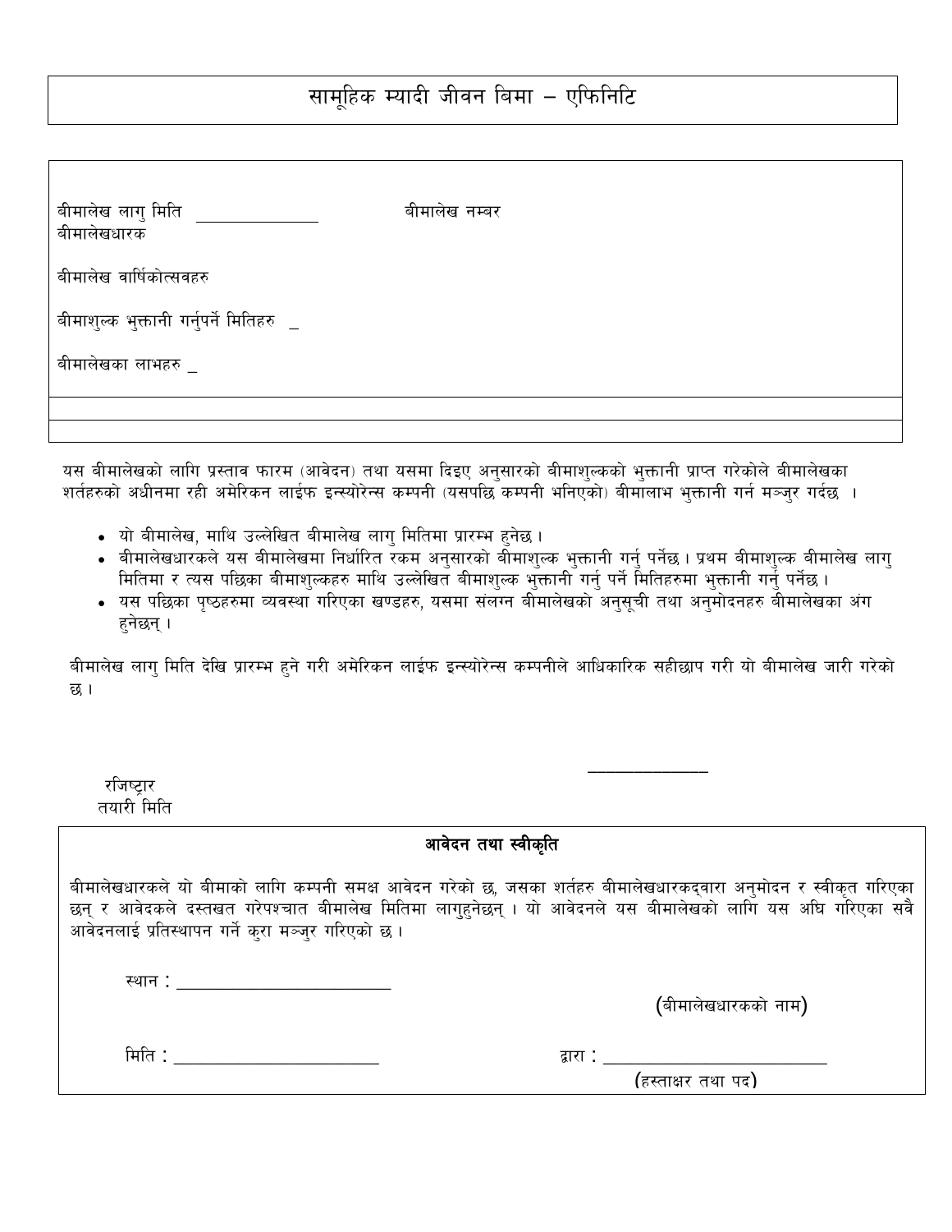# सामूहिक म्यादी जीवन बिमा – एफिनिटि

बीमालेख लागु मिति ______________ बीमालेख नम्बर

बीमालेखधारक

बीमालेख वार्षिकोत्सवहरु

बीमाशुल्क भुक्तानी गर्नुपर्ने मितिहरु _

बीमालेखका लाभहरु _

यस बीमालेखको लागि प्रस्ताव फारम (आवेदन) तथा यसमा दिइए अनुसारको बीमाशुल्कको भुक्तानी प्राप्त गरेकोले बीमालेखका शर्तहरुको अधीनमा रही अमेरिकन लाईफ इन्स्योरेन्स कम्पनी (यसपछि कम्पनी भनिएको) बीमालाभ भुक्तानी गर्न मञ्जुर गर्दछ ।

- यो बीमालेख, माथि उल्लेखित बीमालेख लागु मितिमा प्रारम्भ हुनेछ ।
- बीमालेखधारकले यस बीमालेखमा निर्धारित रकम अनुसारको बीमाशुल्क भुक्तानी गर्नु पर्नेछ । प्रथम बीमाशुल्क बीमालेख लागु मितिमा र त्यस पछिका बीमाशुल्कहरु माथि उल्लेखित बीमाशुल्क भुक्तानी गर्नु पर्ने मितिहरुमा भुक्तानी गर्नु पर्नेछ ।
- यस पछिका पृष्ठहरुमा व्यवस्था गरिएका खण्डहरु, यसमा संलग्न बीमालेखको अनुसूची तथा अनुमोदनहरु बीमालेखका अंग हुनेछन् ।

बीमालेख लागु मिति देखि प्रारम्भ हुने गरी अमेरिकन लाईफ इन्स्योरेन्स कम्पनीले आधिकारिक सहीछाप गरी यो बीमालेख जारी गरेको छ ।

______________

रजिष्ट्रार
तयारी मिति

**आवेदन तथा स्वीकृति**

बीमालेखधारकले यो बीमाको लागि कम्पनी समक्ष आवेदन गरेको छ, जसका शर्तहरु बीमालेखधारकद्वारा अनुमोदन र स्वीकृत गरिएका छन् र आवेदकले दस्तखत गरेपश्चात बीमालेख मितिमा लागुहुनेछन् । यो आवेदनले यस बीमालेखको लागि यस अघि गरिएका सबै आवेदनलाई प्रतिस्थापन गर्ने कुरा मञ्जुर गरिएको छ ।

स्थान : ______________________

(बीमालेखधारकको नाम)

मिति : ______________________ द्वारा : ______________________

(हस्ताक्षर तथा पद)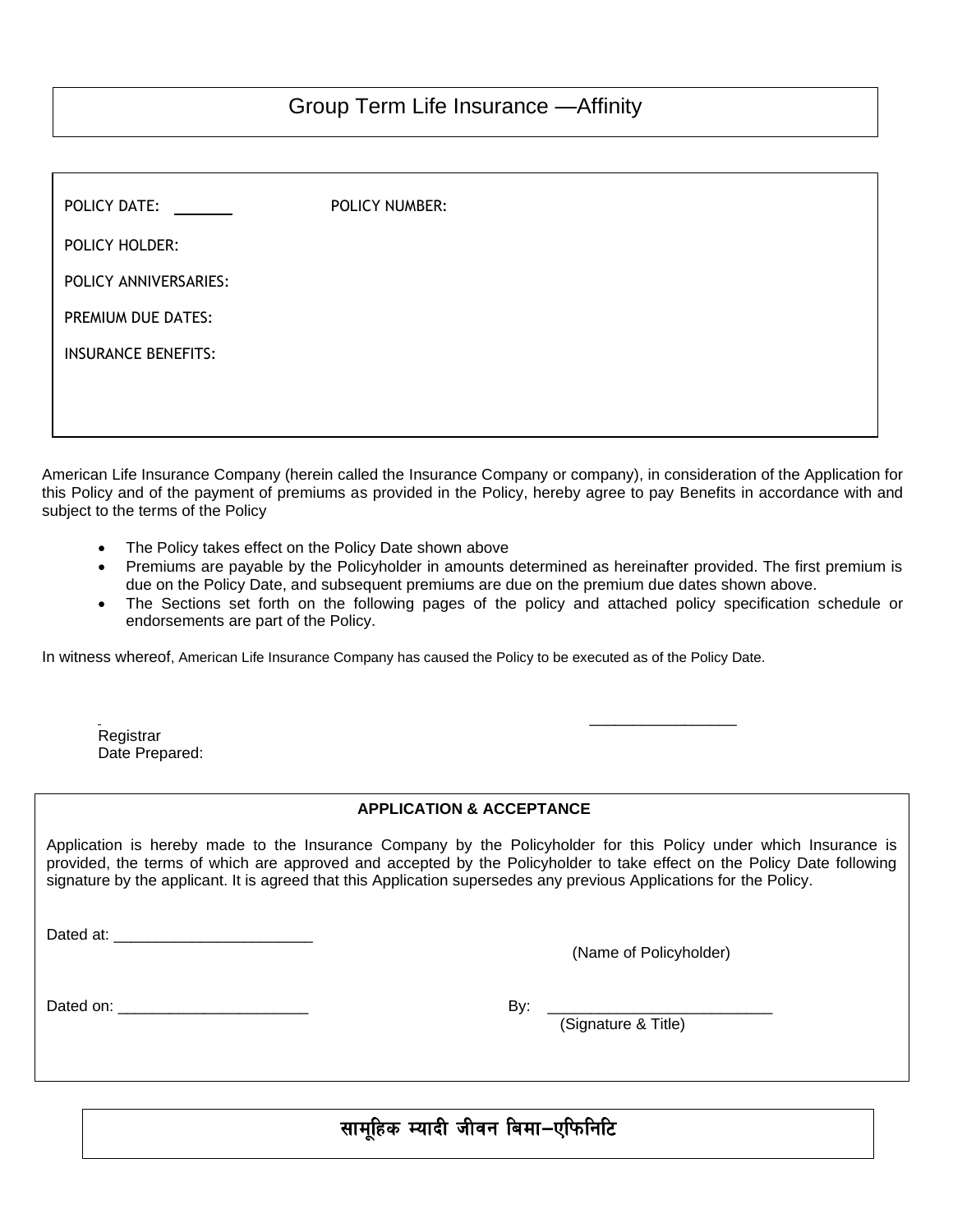# Group Term Life Insurance —Affinity

POLICY DATE: ______ POLICY NUMBER:

POLICY HOLDER:

POLICY ANNIVERSARIES:

PREMIUM DUE DATES:

INSURANCE BENEFITS:

American Life Insurance Company (herein called the Insurance Company or company), in consideration of the Application for this Policy and of the payment of premiums as provided in the Policy, hereby agree to pay Benefits in accordance with and subject to the terms of the Policy

- The Policy takes effect on the Policy Date shown above
- Premiums are payable by the Policyholder in amounts determined as hereinafter provided. The first premium is due on the Policy Date, and subsequent premiums are due on the premium due dates shown above.
- The Sections set forth on the following pages of the policy and attached policy specification schedule or endorsements are part of the Policy.

In witness whereof, American Life Insurance Company has caused the Policy to be executed as of the Policy Date.

Registrar
Date Prepared: _________________

**APPLICATION & ACCEPTANCE**

Application is hereby made to the Insurance Company by the Policyholder for this Policy under which Insurance is provided, the terms of which are approved and accepted by the Policyholder to take effect on the Policy Date following signature by the applicant. It is agreed that this Application supersedes any previous Applications for the Policy.

Dated at: _______________________

(Name of Policyholder)

Dated on: ______________________

By: __________________________
(Signature & Title)

# सामूहिक म्यादी जीवन बिमा–एफिनिटि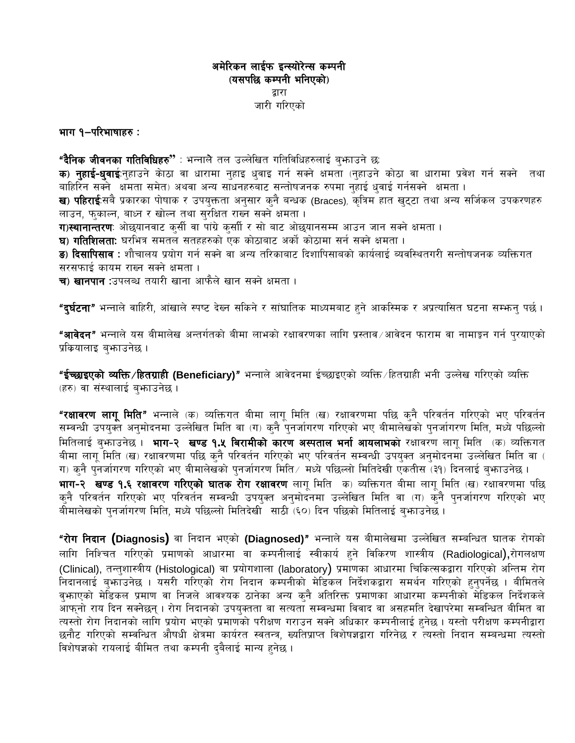**अमेरिकन लाईफ इन्स्योरेन्स कम्पनी**
**(यसपछि कम्पनी भनिएको)**
द्वारा
जारी गरिएको

**भाग १–परिभाषाहरु :**

**"दैनिक जीवनका गतिविधिहरु"** : भन्नाले तल उल्लेखित गतिविधिहरुलाई बुझाउने छ:

**क) नुहाई-धुवाई**:नुहाउने कोठा वा धारामा नुहाइ धुवाइ गर्न सक्ने क्षमता (नुहाउने कोठा वा धारामा प्रवेश गर्न सक्ने तथा बाहिरिन सक्ने क्षमता समेत) अथवा अन्य साधनहरुबाट सन्तोषजनक रुपमा नुहाई धुवाई गर्नसक्ने क्षमता ।

**ख) पहिराई**:सबै प्रकारका पोषाक र उपयुक्तता अनुसार कुनै बन्धक (Braces), कृत्रिम हात खुट्टा तथा अन्य सर्जिकल उपकरणहरु लाउन, फुकाल्न, बाध्न र खोल्न तथा सुरक्षित राख्न सक्ने क्षमता ।

**ग)स्थानान्तरण**: ओछ्यानवाट कुर्सी वा पांग्रे कुर्सी र सो बाट ओछ्यानसम्म आउन जान सक्ने क्षमता ।

**घ) गतिशिलता:** घरभित्र समतल सतहहरुको एक कोठाबाट अर्को कोठामा सर्न सक्ने क्षमता ।

**ङ) दिसापिसाव :** शौचालय प्रयोग गर्न सक्ने वा अन्य तरिकाबाट दिशापिसाबको कार्यलाई व्यवस्थितगरी सन्तोषजनक व्यक्तिगत सरसफाई कायम राख्न सक्ने क्षमता ।

**च) खानपान :**उपलब्ध तयारी खाना आफैले खान सक्ने क्षमता ।

**"दुर्घटना"** भन्नाले वाहिरी, आंखाले स्पष्ट देख्न सकिने र सांघातिक माध्यमबाट हुने आकस्मिक र अप्रत्यासित घटना सम्झनु पर्छ ।

**"आवेदन"** भन्नाले यस बीमालेख अन्तर्गतको बीमा लाभको रक्षावरणका लागि प्रस्ताव/आवेदन फाराम वा नामाङ्कन गर्न पुरयाएको प्रकियालाइ बुझाउनेछ ।

**"ईच्छाइएको व्यक्ति/हितग्राही (Beneficiary)"** भन्नाले आवेदनमा ईच्छाइएको व्यक्ति/हितग्राही भनी उल्लेख गरिएको व्यक्ति (हरु) वा संस्थालाई बुझाउनेछ ।

**"रक्षावरण लागू मिति"** भन्नाले (क) व्यक्तिगत बीमा लागू मिति (ख) रक्षावरणमा पछि कुनै परिवर्तन गरिएको भए परिवर्तन सम्वन्धी उपयुक्त अनुमोदनमा उल्लेखित मिति वा (ग) कुनै पुनर्जागरण गरिएको भए बीमालेखको पुनर्जागरण मिति, मध्ये पछिल्लो मितिलाई बुझाउनेछ । **भाग-२ खण्ड १.५ बिरामीको कारण अस्पताल भर्ना आयलाभको** रक्षावरण लागू मिति (क) व्यक्तिगत बीमा लागू मिति (ख) रक्षावरणमा पछि कुनै परिवर्तन गरिएको भए परिवर्तन सम्वन्धी उपयुक्त अनुमोदनमा उल्लेखित मिति वा (ग) कुनै पुनर्जागरण गरिएको भए बीमालेखको पुनर्जागरण मिति/ मध्ये पछिल्लो मितिदेखी एकतीस (३१) दिनलाई बुझाउनेछ ।
**भाग-२ खण्ड १.६ रक्षावरण गरिएको घातक रोग रक्षावरण** लागू मिति क) व्यक्तिगत बीमा लागू मिति (ख) रक्षावरणमा पछि कुनै परिवर्तन गरिएको भए परिवर्तन सम्वन्धी उपयुक्त अनुमोदनमा उल्लेखित मिति वा (ग) कुनै पुनर्जागरण गरिएको भए बीमालेखको पुनर्जागरण मिति, मध्ये पछिल्लो मितिदेखी साठी (६०) दिन पछिको मितिलाई बुझाउनेछ ।

**"रोग निदान (Diagnosis)** वा निदान भएको **(Diagnosed)"** भन्नाले यस बीमालेखमा उल्लेखित सम्बन्धित घातक रोगको लागि निश्चित गरिएको प्रमाणको आधारमा वा कम्पनीलाई स्वीकार्य हुने विकिरण शास्त्रीय (Radiological),रोगलक्षण (Clinical), तन्तुशास्त्रीय (Histological) वा प्रयोगशाला (laboratory) प्रमाणका आधारमा चिकित्सकद्वारा गरिएको अन्तिम रोग निदानलाई बुझाउनेछ । यसरी गरिएको रोग निदान कम्पनीको मेडिकल निर्देशकद्वारा समर्थन गरिएको हुनुपर्नेछ । बीमितले वुझाएको मेडिकल प्रमाण वा निजले आवश्यक ठानेका अन्य कुनै अतिरिक्त प्रमाणका आधारमा कम्पनीको मेडिकल निर्देशकले आफ्नो राय दिन सक्नेछन् । रोग निदानको उपयुक्तता वा सत्यता सम्वन्धमा विवाद वा असहमति देखापरेमा सम्वन्धित बीमित वा त्यस्तो रोग निदानको लागि प्रयोग भएको प्रमाणको परीक्षण गराउन सक्ने अधिकार कम्पनीलाई हुनेछ । यस्तो परीक्षण कम्पनीद्वारा छनौट गरिएको सम्वन्धित औषधी क्षेत्रमा कार्यरत स्वतन्त्र, ख्यतिप्राप्त विशेषज्ञद्वारा गरिनेछ र त्यस्तो निदान सम्वन्धमा त्यस्तो विशेषज्ञको रायलाई बीमित तथा कम्पनी दुबैलाई मान्य हुनेछ ।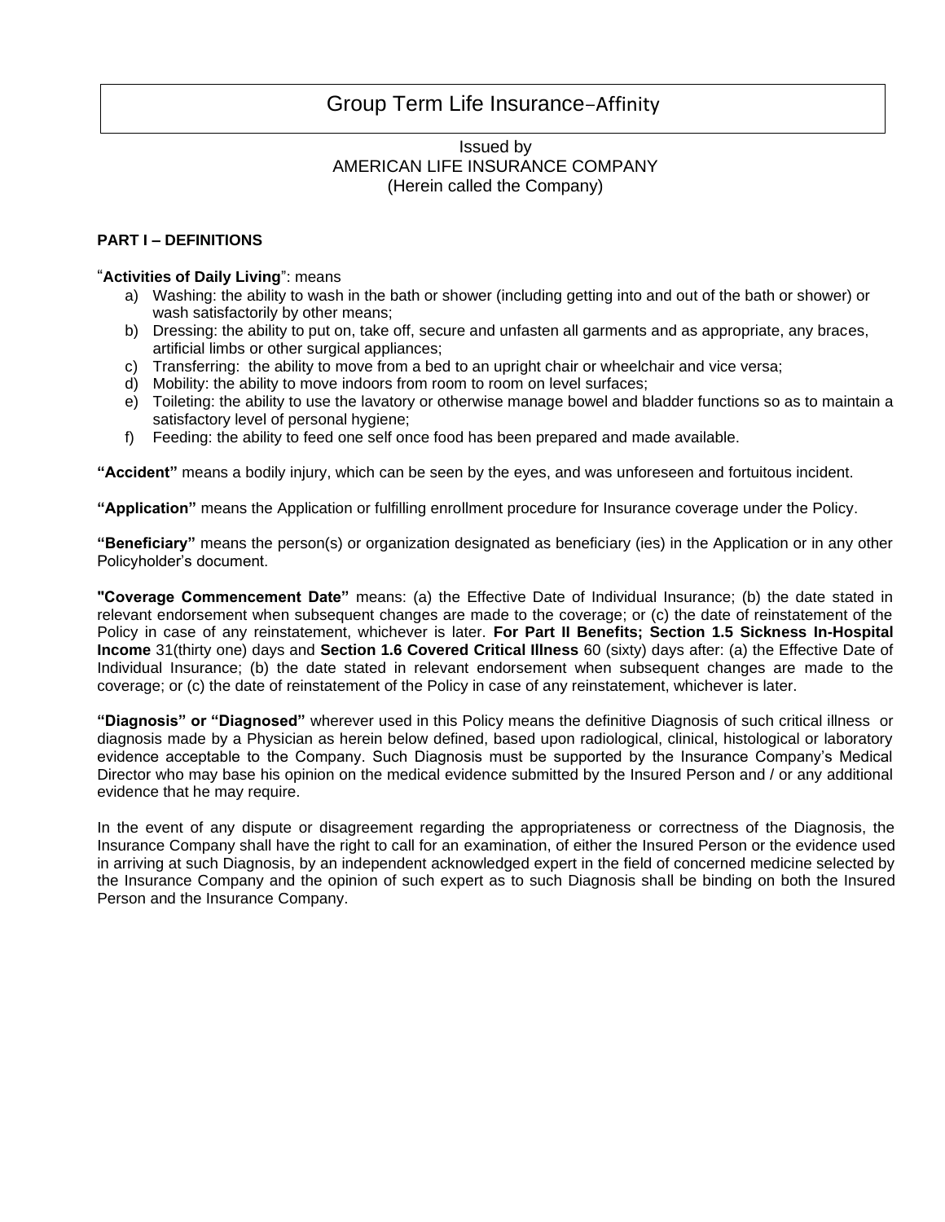# Group Term Life Insurance–Affinity

Issued by
AMERICAN LIFE INSURANCE COMPANY
(Herein called the Company)

**PART I – DEFINITIONS**

"**Activities of Daily Living**": means

a) Washing: the ability to wash in the bath or shower (including getting into and out of the bath or shower) or wash satisfactorily by other means;
b) Dressing: the ability to put on, take off, secure and unfasten all garments and as appropriate, any braces, artificial limbs or other surgical appliances;
c) Transferring: the ability to move from a bed to an upright chair or wheelchair and vice versa;
d) Mobility: the ability to move indoors from room to room on level surfaces;
e) Toileting: the ability to use the lavatory or otherwise manage bowel and bladder functions so as to maintain a satisfactory level of personal hygiene;
f) Feeding: the ability to feed one self once food has been prepared and made available.

**"Accident"** means a bodily injury, which can be seen by the eyes, and was unforeseen and fortuitous incident.

**"Application"** means the Application or fulfilling enrollment procedure for Insurance coverage under the Policy.

**"Beneficiary"** means the person(s) or organization designated as beneficiary (ies) in the Application or in any other Policyholder's document.

**"Coverage Commencement Date"** means: (a) the Effective Date of Individual Insurance; (b) the date stated in relevant endorsement when subsequent changes are made to the coverage; or (c) the date of reinstatement of the Policy in case of any reinstatement, whichever is later. **For Part II Benefits; Section 1.5 Sickness In-Hospital Income** 31(thirty one) days and **Section 1.6 Covered Critical Illness** 60 (sixty) days after: (a) the Effective Date of Individual Insurance; (b) the date stated in relevant endorsement when subsequent changes are made to the coverage; or (c) the date of reinstatement of the Policy in case of any reinstatement, whichever is later.

**"Diagnosis" or "Diagnosed"** wherever used in this Policy means the definitive Diagnosis of such critical illness or diagnosis made by a Physician as herein below defined, based upon radiological, clinical, histological or laboratory evidence acceptable to the Company. Such Diagnosis must be supported by the Insurance Company's Medical Director who may base his opinion on the medical evidence submitted by the Insured Person and / or any additional evidence that he may require.

In the event of any dispute or disagreement regarding the appropriateness or correctness of the Diagnosis, the Insurance Company shall have the right to call for an examination, of either the Insured Person or the evidence used in arriving at such Diagnosis, by an independent acknowledged expert in the field of concerned medicine selected by the Insurance Company and the opinion of such expert as to such Diagnosis shall be binding on both the Insured Person and the Insurance Company.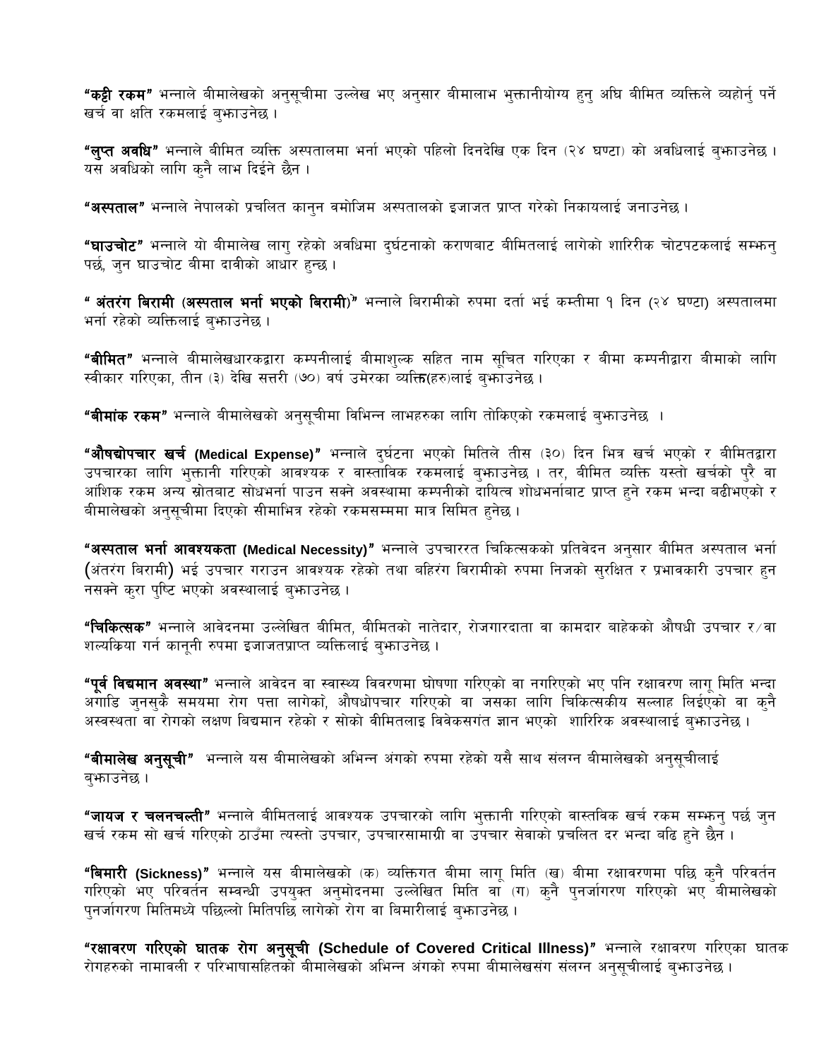**"कट्टी रकम"** भन्नाले बीमालेखको अनुसूचीमा उल्लेख भए अनुसार बीमालाभ भुक्तानीयोग्य हुनु अघि बीमित व्यक्तिले व्यहोर्नु पर्ने खर्च वा क्षति रकमलाई बुझाउनेछ ।

**"लुप्त अवधि"** भन्नाले बीमित व्यक्ति अस्पतालमा भर्ना भएको पहिलो दिनदेखि एक दिन (२४ घण्टा) को अवधिलाई बुझाउनेछ । यस अवधिको लागि कुनै लाभ दिईने छैन ।

**"अस्पताल"** भन्नाले नेपालको प्रचलित कानुन वमोजिम अस्पतालको इजाजत प्राप्त गरेको निकायलाई जनाउनेछ ।

**"घाउचोट"** भन्नाले यो बीमालेख लागु रहेको अवधिमा दुर्घटनाको कराणबाट बीमितलाई लागेको शारिरीक चोटपटकलाई सम्झनु पर्छ, जुन घाउचोट बीमा दावीको आधार हुन्छ ।

**" अंतरंग बिरामी (अस्पताल भर्ना भएको बिरामी)"** भन्नाले बिरामीको रुपमा दर्ता भई कम्तीमा १ दिन (२४ घण्टा) अस्पतालमा भर्ना रहेको व्यक्तिलाई बुझाउनेछ ।

**"बीमित"** भन्नाले बीमालेखधारकद्वारा कम्पनीलाई बीमाशुल्क सहित नाम सूचित गरिएका र बीमा कम्पनीद्वारा बीमाको लागि स्वीकार गरिएका, तीन (३) देखि सत्तरी (७०) वर्ष उमेरका व्यक्ति(हरु)लाई बुझाउनेछ ।

**"बीमांक रकम"** भन्नाले बीमालेखको अनुसूचीमा विभिन्न लाभहरुका लागि तोकिएको रकमलाई बुझाउनेछ ।

**"औषद्योपचार खर्च (Medical Expense)"** भन्नाले दुर्घटना भएको मितिले तीस (३०) दिन भित्र खर्च भएको र बीमितद्वारा उपचारका लागि भुक्तानी गरिएको आवश्यक र वास्तविक रकमलाई बुझाउनेछ । तर, बीमित व्यक्ति यस्तो खर्चको पुरै वा आंशिक रकम अन्य स्रोतबाट सोधभर्ना पाउन सक्ने अवस्थामा कम्पनीको दायित्व शोधभर्नाबाट प्राप्त हुने रकम भन्दा बढीभएको र बीमालेखको अनुसूचीमा दिएको सीमाभित्र रहेको रकमसम्ममा मात्र सिमित हुनेछ ।

**"अस्पताल भर्ना आवश्यकता (Medical Necessity)"** भन्नाले उपचाररत चिकित्सकको प्रतिवेदन अनुसार बीमित अस्पताल भर्ना (अंतरंग बिरामी) भई उपचार गराउन आवश्यक रहेको तथा बहिरंग बिरामीको रुपमा निजको सुरक्षित र प्रभावकारी उपचार हुन नसक्ने कुरा पुष्टि भएको अवस्थालाई बुझाउनेछ ।

**"चिकित्सक"** भन्नाले आवेदनमा उल्लेखित बीमित, बीमितको नातेदार, रोजगारदाता वा कामदार बाहेकको औषधी उपचार र/वा शल्यक्रिया गर्न कानूनी रुपमा इजाजतप्राप्त व्यक्तिलाई बुझाउनेछ ।

**"पूर्व विद्यमान अवस्था"** भन्नाले आवेदन वा स्वास्थ्य विवरणमा घोषणा गरिएको वा नगरिएको भए पनि रक्षावरण लागू मिति भन्दा अगाडि जुनसुकै समयमा रोग पत्ता लागेको, औषधोपचार गरिएको वा जसका लागि चिकित्सकीय सल्लाह लिईएको वा कुनै अस्वस्थता वा रोगको लक्षण बिद्यमान रहेको र सोको बीमितलाइ विवेकसगंत ज्ञान भएको शारिरिक अवस्थालाई बुझाउनेछ ।

**"बीमालेख अनुसूची"** भन्नाले यस बीमालेखको अभिन्न अंगको रुपमा रहेको यसै साथ संलग्न बीमालेखको अनुसूचीलाई बुझाउनेछ ।

**"जायज र चलनचल्ती"** भन्नाले बीमितलाई आवश्यक उपचारको लागि भुक्तानी गरिएको वास्तविक खर्च रकम सम्झनु पर्छ जुन खर्च रकम सो खर्च गरिएको ठाउँमा त्यस्तो उपचार, उपचारसामाग्री वा उपचार सेवाको प्रचलित दर भन्दा बढि हुने छैन ।

**"बिमारी (Sickness)"** भन्नाले यस बीमालेखको (क) व्यक्तिगत बीमा लागू मिति (ख) बीमा रक्षावरणमा पछि कुनै परिवर्तन गरिएको भए परिवर्तन सम्वन्धी उपयुक्त अनुमोदनमा उल्लेखित मिति वा (ग) कुनै पुनर्जागरण गरिएको भए बीमालेखको पुनर्जागरण मितिमध्ये पछिल्लो मितिपछि लागेको रोग वा बिमारीलाई बुझाउनेछ ।

**"रक्षावरण गरिएको घातक रोग अनुसूची (Schedule of Covered Critical Illness)"** भन्नाले रक्षावरण गरिएका घातक रोगहरुको नामावली र परिभाषासहितको बीमालेखको अभिन्न अंगको रुपमा बीमालेखसंग संलग्न अनुसूचीलाई बुझाउनेछ ।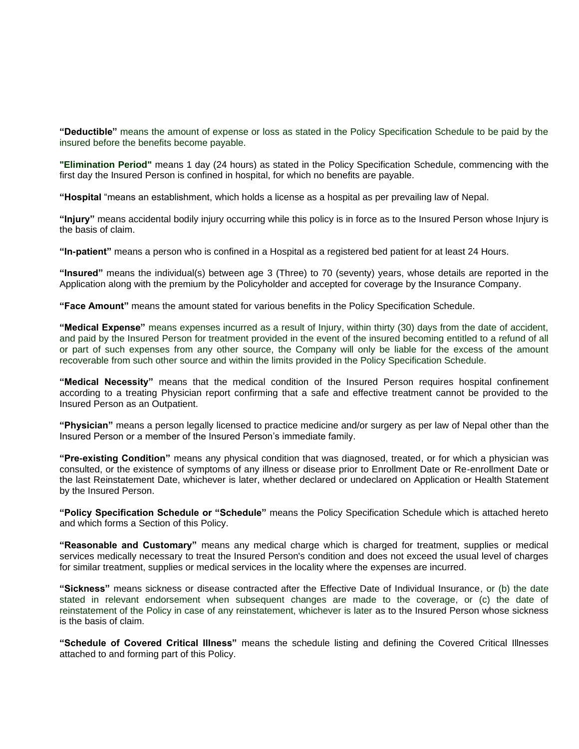**“Deductible”** means the amount of expense or loss as stated in the Policy Specification Schedule to be paid by the insured before the benefits become payable.

**"Elimination Period"** means 1 day (24 hours) as stated in the Policy Specification Schedule, commencing with the first day the Insured Person is confined in hospital, for which no benefits are payable.

**“Hospital** “means an establishment, which holds a license as a hospital as per prevailing law of Nepal.

**“Injury”** means accidental bodily injury occurring while this policy is in force as to the Insured Person whose Injury is the basis of claim.

**“In-patient”** means a person who is confined in a Hospital as a registered bed patient for at least 24 Hours.

**“Insured”** means the individual(s) between age 3 (Three) to 70 (seventy) years, whose details are reported in the Application along with the premium by the Policyholder and accepted for coverage by the Insurance Company.

**“Face Amount”** means the amount stated for various benefits in the Policy Specification Schedule.

**“Medical Expense”** means expenses incurred as a result of Injury, within thirty (30) days from the date of accident, and paid by the Insured Person for treatment provided in the event of the insured becoming entitled to a refund of all or part of such expenses from any other source, the Company will only be liable for the excess of the amount recoverable from such other source and within the limits provided in the Policy Specification Schedule.

**“Medical Necessity”** means that the medical condition of the Insured Person requires hospital confinement according to a treating Physician report confirming that a safe and effective treatment cannot be provided to the Insured Person as an Outpatient.

**“Physician”** means a person legally licensed to practice medicine and/or surgery as per law of Nepal other than the Insured Person or a member of the Insured Person’s immediate family.

**“Pre-existing Condition”** means any physical condition that was diagnosed, treated, or for which a physician was consulted, or the existence of symptoms of any illness or disease prior to Enrollment Date or Re-enrollment Date or the last Reinstatement Date, whichever is later, whether declared or undeclared on Application or Health Statement by the Insured Person.

**“Policy Specification Schedule or “Schedule”** means the Policy Specification Schedule which is attached hereto and which forms a Section of this Policy.

**“Reasonable and Customary”** means any medical charge which is charged for treatment, supplies or medical services medically necessary to treat the Insured Person's condition and does not exceed the usual level of charges for similar treatment, supplies or medical services in the locality where the expenses are incurred.

**“Sickness”** means sickness or disease contracted after the Effective Date of Individual Insurance, or (b) the date stated in relevant endorsement when subsequent changes are made to the coverage, or (c) the date of reinstatement of the Policy in case of any reinstatement, whichever is later as to the Insured Person whose sickness is the basis of claim.

**“Schedule of Covered Critical Illness”** means the schedule listing and defining the Covered Critical Illnesses attached to and forming part of this Policy.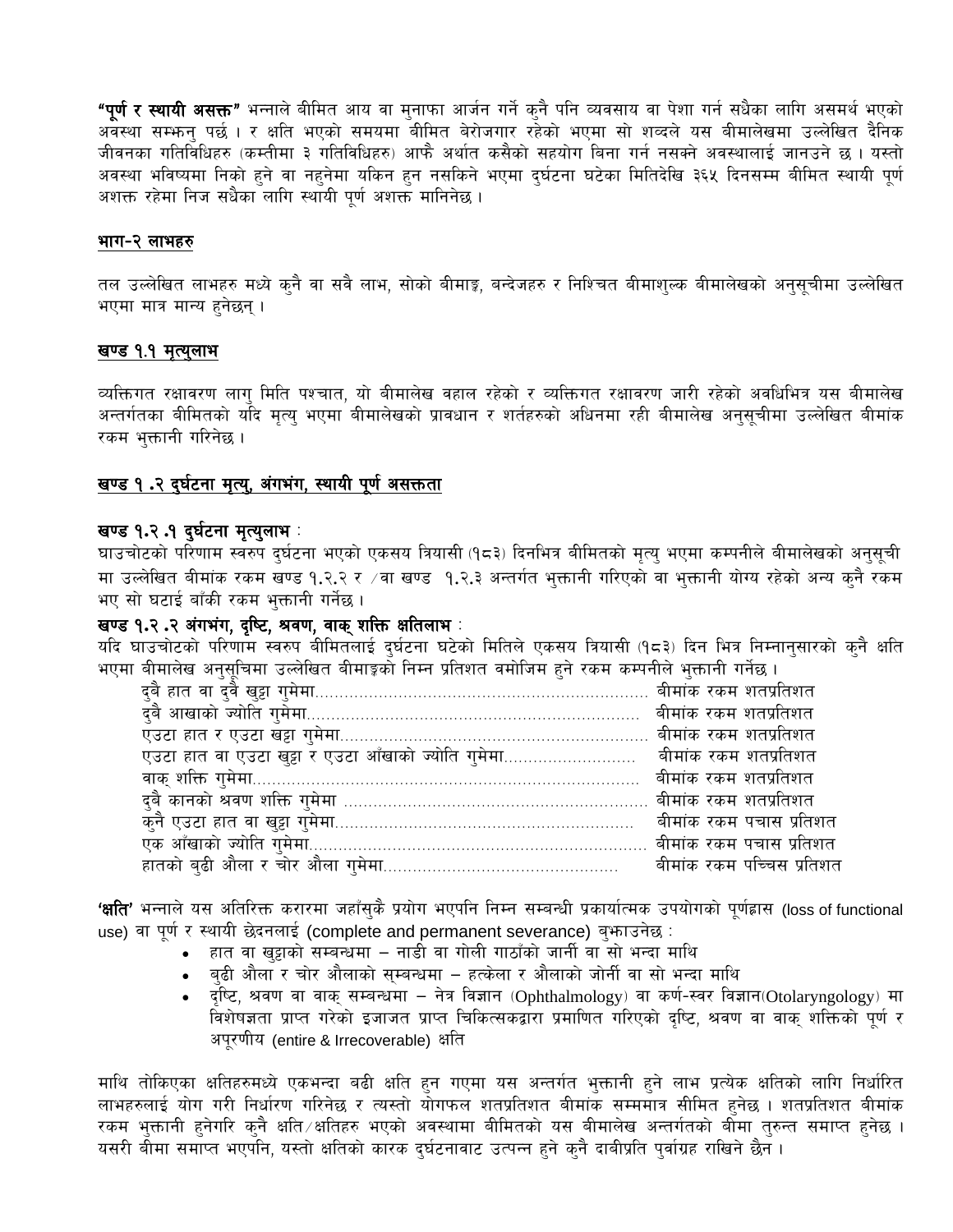**"पूर्ण र स्थायी असक्त"** भन्नाले बीमित आय वा मुनाफा आर्जन गर्ने कुनै पनि व्यवसाय वा पेशा गर्न सधैका लागि असमर्थ भएको अवस्था सम्झनु पर्छ । र क्षति भएको समयमा बीमित बेरोजगार रहेको भएमा सो शब्दले यस बीमालेखमा उल्लेखित दैनिक जीवनका गतिविधिहरु (कम्तीमा ३ गतिविधिहरु) आफै अर्थात कसैको सहयोग बिना गर्न नसक्ने अवस्थालाई जानउने छ । यस्तो अवस्था भविष्यमा निको हुने वा नहुनेमा यकिन हुन नसकिने भएमा दुर्घटना घटेका मितिदेखि ३६५ दिनसम्म बीमित स्थायी पूर्ण अशक्त रहेमा निज सधैका लागि स्थायी पूर्ण अशक्त मानिनेछ ।

## भाग-२ लाभहरु

तल उल्लेखित लाभहरु मध्ये कुनै वा सबै लाभ, सोको बीमाङ्क, बन्देजहरु र निश्चित बीमाशुल्क बीमालेखको अनुसूचीमा उल्लेखित भएमा मात्र मान्य हुनेछन् ।

## खण्ड १.१ मृत्युलाभ

व्यक्तिगत रक्षावरण लागु मिति पश्चात, यो बीमालेख वहाल रहेको र व्यक्तिगत रक्षावरण जारी रहेको अवधिभित्र यस बीमालेख अन्तर्गतका बीमितको यदि मृत्यु भएमा बीमालेखको प्रावधान र शर्तहरुको अधिनमा रही बीमालेख अनुसूचीमा उल्लेखित बीमांक रकम भुक्तानी गरिनेछ ।

## खण्ड १ .२ दुर्घटना मृत्यु, अंगभंग, स्थायी पूर्ण असक्तता

### खण्ड १.२ .१ दुर्घटना मृत्युलाभ :

घाउचोटको परिणाम स्वरुप दुर्घटना भएको एकसय त्रियासी (१८३) दिनभित्र बीमितको मृत्यु भएमा कम्पनीले बीमालेखको अनुसूची मा उल्लेखित बीमांक रकम खण्ड १.२.२ र /वा खण्ड १.२.३ अन्तर्गत भुक्तानी गरिएको वा भुक्तानी योग्य रहेको अन्य कुनै रकम भए सो घटाई बाँकी रकम भुक्तानी गर्नेछ ।

### खण्ड १.२ .२ अंगभंग, दृष्टि, श्रवण, वाक् शक्ति क्षतिलाभ :

यदि घाउचोटको परिणाम स्वरुप बीमितलाई दुर्घटना घटेको मितिले एकसय त्रियासी (१८३) दिन भित्र निम्नानुसारको कुनै क्षति भएमा बीमालेख अनुसूचिमा उल्लेखित बीमाङ्कको निम्न प्रतिशत बमोजिम हुने रकम कम्पनीले भुक्तानी गर्नेछ ।

| | |
|---|---|
| दुबै हात वा दुवै खुट्टा गुमेमा | बीमांक रकम शतप्रतिशत |
| दुबै आखाको ज्योति गुमेमा | बीमांक रकम शतप्रतिशत |
| एउटा हात र एउटा खुट्टा गुमेमा | बीमांक रकम शतप्रतिशत |
| एउटा हात वा एउटा खुट्टा र एउटा आँखाको ज्योति गुमेमा | बीमांक रकम शतप्रतिशत |
| वाक् शक्ति गुमेमा | बीमांक रकम शतप्रतिशत |
| दुबै कानको श्रवण शक्ति गुमेमा | बीमांक रकम शतप्रतिशत |
| कुनै एउटा हात वा खुट्टा गुमेमा | बीमांक रकम पचास प्रतिशत |
| एक आँखाको ज्योति गुमेमा | बीमांक रकम पचास प्रतिशत |
| हातको बुढी औला र चोर औला गुमेमा | बीमांक रकम पच्चिस प्रतिशत |

**'क्षति'** भन्नाले यस अतिरिक्त करारमा जहाँसुकै प्रयोग भएपनि निम्न सम्बन्धी प्रकार्यात्मक उपयोगको पूर्णह्रास (loss of functional use) वा पूर्ण र स्थायी छेदनलाई (complete and permanent severance) बुझाउनेछ :

- हात वा खुट्टाको सम्बन्धमा – नाडी वा गोली गाठाँको जार्नी वा सो भन्दा माथि
- बुढी औला र चोर औलाको सम्बन्धमा – हत्केला र औलाको जोर्नी वा सो भन्दा माथि
- दृष्टि, श्रवण वा वाक् सम्बन्धमा – नेत्र विज्ञान (Ophthalmology) वा कर्ण-स्वर विज्ञान(Otolaryngology) मा विशेषज्ञता प्राप्त गरेको इजाजत प्राप्त चिकित्सकद्वारा प्रमाणित गरिएको दृष्टि, श्रवण वा वाक् शक्तिको पूर्ण र अपूरणीय (entire & Irrecoverable) क्षति

माथि तोकिएका क्षतिहरुमध्ये एकभन्दा बढी क्षति हुन गएमा यस अन्तर्गत भुक्तानी हुने लाभ प्रत्येक क्षतिको लागि निर्धारित लाभहरुलाई योग गरी निर्धारण गरिनेछ र त्यस्तो योगफल शतप्रतिशत बीमांक सम्ममात्र सीमित हुनेछ । शतप्रतिशत बीमांक रकम भुक्तानी हुनेगरि कुनै क्षति/क्षतिहरु भएको अवस्थामा बीमितको यस बीमालेख अन्तर्गतको बीमा तुरुन्त समाप्त हुनेछ । यसरी बीमा समाप्त भएपनि, यस्तो क्षतिको कारक दुर्घटनावाट उत्पन्न हुने कुनै दावीप्रति पुर्वाग्रह राखिने छैन ।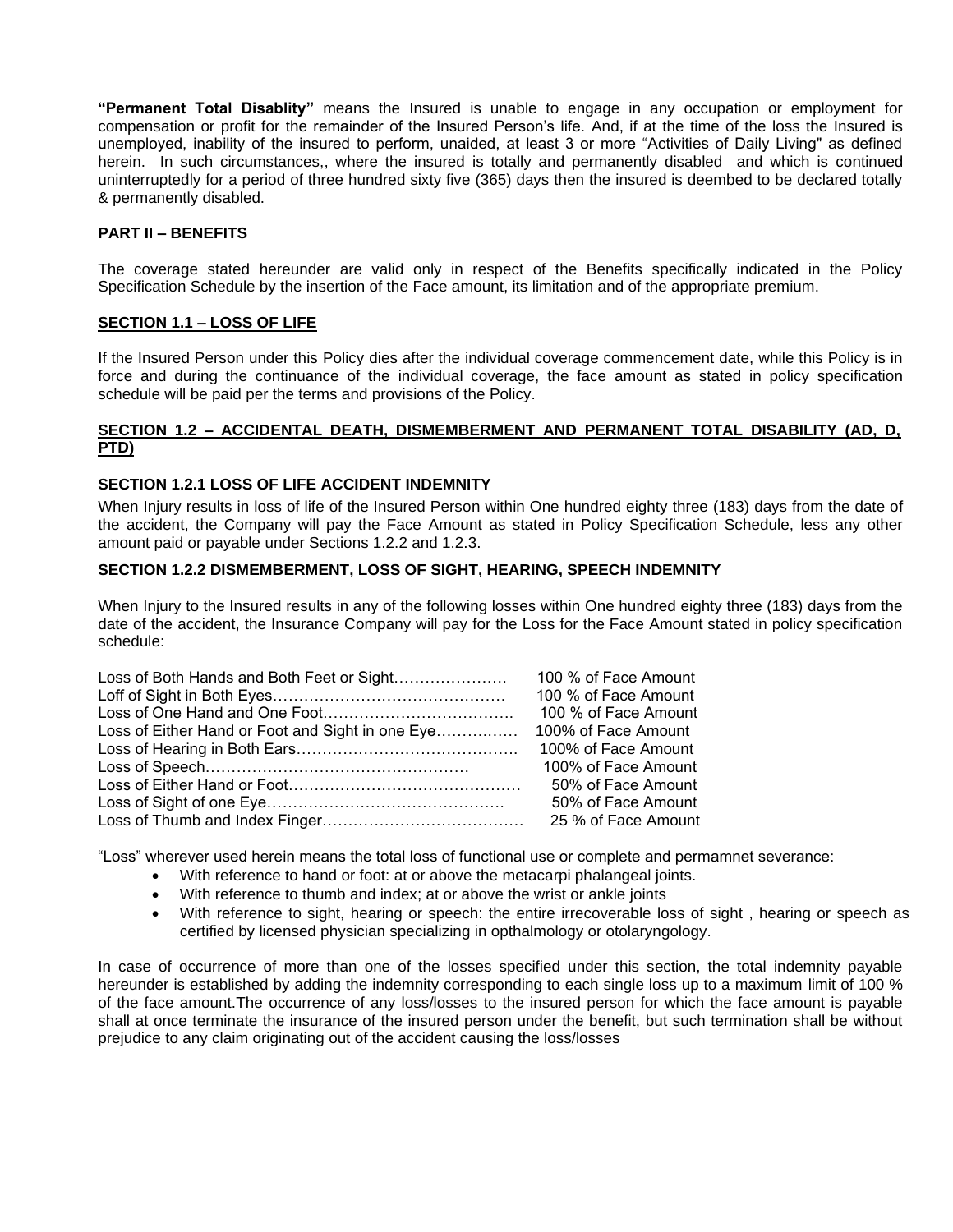**"Permanent Total Disablity"** means the Insured is unable to engage in any occupation or employment for compensation or profit for the remainder of the Insured Person's life. And, if at the time of the loss the Insured is unemployed, inability of the insured to perform, unaided, at least 3 or more "Activities of Daily Living" as defined herein. In such circumstances,, where the insured is totally and permanently disabled and which is continued uninterruptedly for a period of three hundred sixty five (365) days then the insured is deembed to be declared totally & permanently disabled.

**PART II – BENEFITS**

The coverage stated hereunder are valid only in respect of the Benefits specifically indicated in the Policy Specification Schedule by the insertion of the Face amount, its limitation and of the appropriate premium.

**SECTION 1.1 – LOSS OF LIFE**

If the Insured Person under this Policy dies after the individual coverage commencement date, while this Policy is in force and during the continuance of the individual coverage, the face amount as stated in policy specification schedule will be paid per the terms and provisions of the Policy.

**SECTION 1.2 – ACCIDENTAL DEATH, DISMEMBERMENT AND PERMANENT TOTAL DISABILITY (AD, D, PTD)**

**SECTION 1.2.1 LOSS OF LIFE ACCIDENT INDEMNITY**

When Injury results in loss of life of the Insured Person within One hundred eighty three (183) days from the date of the accident, the Company will pay the Face Amount as stated in Policy Specification Schedule, less any other amount paid or payable under Sections 1.2.2 and 1.2.3.

**SECTION 1.2.2 DISMEMBERMENT, LOSS OF SIGHT, HEARING, SPEECH INDEMNITY**

When Injury to the Insured results in any of the following losses within One hundred eighty three (183) days from the date of the accident, the Insurance Company will pay for the Loss for the Face Amount stated in policy specification schedule:

| | |
|---|---|
| Loss of Both Hands and Both Feet or Sight………………… | 100 % of Face Amount |
| Loff of Sight in Both Eyes……………………………………… | 100 % of Face Amount |
| Loss of One Hand and One Foot………………………………. | 100 % of Face Amount |
| Loss of Either Hand or Foot and Sight in one Eye…………… | 100% of Face Amount |
| Loss of Hearing in Both Ears……………………………………. | 100% of Face Amount |
| Loss of Speech…………………………………………… | 100% of Face Amount |
| Loss of Either Hand or Foot……………………………………… | 50% of Face Amount |
| Loss of Sight of one Eye……………………………………… | 50% of Face Amount |
| Loss of Thumb and Index Finger………………………………… | 25 % of Face Amount |

"Loss" wherever used herein means the total loss of functional use or complete and permamnet severance:

- With reference to hand or foot: at or above the metacarpi phalangeal joints.
- With reference to thumb and index; at or above the wrist or ankle joints
- With reference to sight, hearing or speech: the entire irrecoverable loss of sight , hearing or speech as certified by licensed physician specializing in opthalmology or otolaryngology.

In case of occurrence of more than one of the losses specified under this section, the total indemnity payable hereunder is established by adding the indemnity corresponding to each single loss up to a maximum limit of 100 % of the face amount.The occurrence of any loss/losses to the insured person for which the face amount is payable shall at once terminate the insurance of the insured person under the benefit, but such termination shall be without prejudice to any claim originating out of the accident causing the loss/losses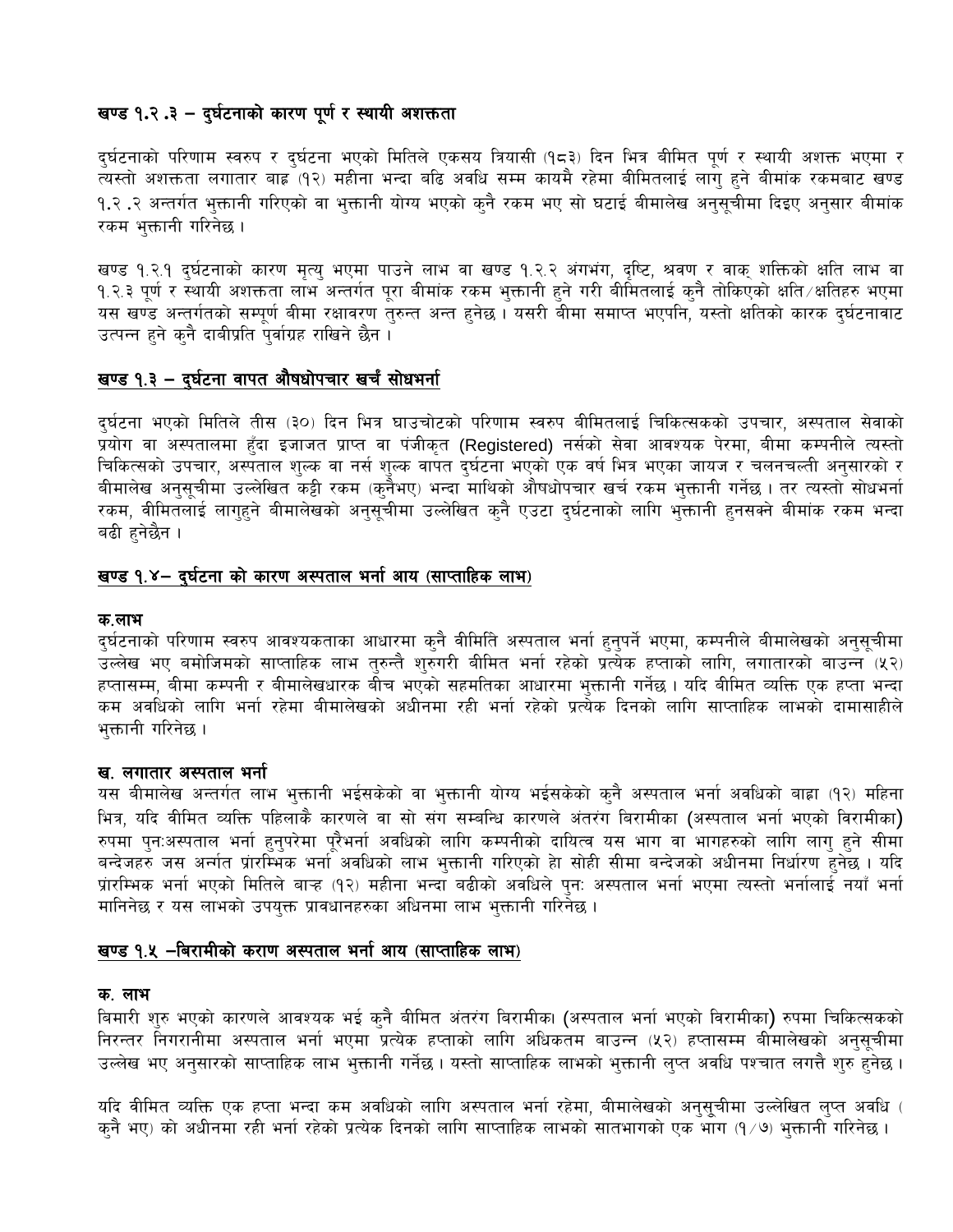### खण्ड १.२.३ – दुर्घटनाको कारण पूर्ण र स्थायी अशक्तता

दुर्घटनाको परिणाम स्वरुप र दुर्घटना भएको मितिले एकसय त्रियासी (१८३) दिन भित्र बीमित पूर्ण र स्थायी अशक्त भएमा र त्यस्तो अशक्तता लगातार बाह्र (१२) महीना भन्दा बढि अवधि सम्म कायमै रहेमा बीमितलाई लागु हुने बीमांक रकमबाट खण्ड १.२.२ अन्तर्गत भुक्तानी गरिएको वा भुक्तानी योग्य भएको कुनै रकम भए सो घटाई बीमालेख अनुसूचीमा दिइए अनुसार बीमांक रकम भुक्तानी गरिनेछ ।

खण्ड १.२.१ दुर्घटनाको कारण मृत्यु भएमा पाउने लाभ वा खण्ड १.२.२ अंगभंग, दृष्टि, श्रवण र वाक् शक्तिको क्षति लाभ वा १.२.३ पूर्ण र स्थायी अशक्तता लाभ अन्तर्गत पूरा बीमांक रकम भुक्तानी हुने गरी बीमितलाई कुनै तोकिएको क्षति/क्षतिहरु भएमा यस खण्ड अन्तर्गतको सम्पूर्ण बीमा रक्षावरण तुरुन्त अन्त हुनेछ । यसरी बीमा समाप्त भएपनि, यस्तो क्षतिको कारक दुर्घटनावाट उत्पन्न हुने कुनै दावीप्रति पुर्वाग्रह राखिने छैन ।

### खण्ड १.३ – दुर्घटना वापत औषधोपचार खर्च सोधभर्ना

दुर्घटना भएको मितिले तीस (३०) दिन भित्र घाउचोटको परिणाम स्वरुप बीमितलाई चिकित्सकको उपचार, अस्पताल सेवाको प्रयोग वा अस्पतालमा हुँदा इजाजत प्राप्त वा पंजीकृत (Registered) नर्सको सेवा आवश्यक परेमा, बीमा कम्पनीले त्यस्तो चिकित्सको उपचार, अस्पताल शुल्क वा नर्स शुल्क वापत दुर्घटना भएको एक वर्ष भित्र भएको जायज र चलनचल्ती अनुसारको र बीमालेख अनुसूचीमा उल्लेखित कट्टी रकम (कुनैभए) भन्दा माथिको औषधोपचार खर्च रकम भुक्तानी गर्नेछ । तर त्यस्तो सोधभर्ना रकम, वीमितलाई लागुहुने बीमालेखको अनुसूचीमा उल्लेखित कुनै एउटा दुर्घटनाको लागि भुक्तानी हुनसक्ने बीमांक रकम भन्दा बढी हुनेछैन ।

### खण्ड १.४– दुर्घटना को कारण अस्पताल भर्ना आय (साप्ताहिक लाभ)

**क.लाभ**

दुर्घटनाको परिणाम स्वरुप आवश्यकताका आधारमा कुनै वीमिति अस्पताल भर्ना हुनुपर्ने भएमा, कम्पनीले बीमालेखको अनुसूचीमा उल्लेख भए बमोजिमको साप्ताहिक लाभ तुरुन्तै शुरुगरी बीमित भर्ना रहेको प्रत्येक हप्ताको लागि, लगातारको बाउन्न (५२) हप्तासम्म, बीमा कम्पनी र बीमालेखधारक बीच भएको सहमतिका आधारमा भुक्तानी गर्नेछ । यदि बीमित व्यक्ति एक हप्ता भन्दा कम अवधिको लागि भर्ना रहेमा बीमालेखको अधीनमा रही भर्ना रहेको प्रत्येक दिनको लागि साप्ताहिक लाभको दामासाहीले भुक्तानी गरिनेछ ।

**ख. लगातार अस्पताल भर्ना**

यस बीमालेख अन्तर्गत लाभ भुक्तानी भईसकेको वा भुक्तानी योग्य भईसकेको कुनै अस्पताल भर्ना अवधिको बाह्रा (१२) महिना भित्र, यदि वीमित व्यक्ति पहिलाकै कारणले वा सो संग सम्बन्धि कारणले अंतरंग बिरामीका (अस्पताल भर्ना भएको विरामीका) रुपमा पुनःअस्पताल भर्ना हुनुपरेमा पुरैभर्ना अवधिको लागि कम्पनीको दायित्व यस भाग वा भागहरुको लागि लागु हुने सीमा बन्देजहरु जस अर्न्तत प्रांरम्भिक भर्ना अवधिको लाभ भुक्तानी गरिएको हो सोही सीमा बन्देजको अधीनमा निर्धारण हुनेछ । यदि प्रांरम्भिक भर्ना भएको मितिले बाऱ्ह (१२) महीना भन्दा बढीको अवधिले पुनः अस्पताल भर्ना भएमा त्यस्तो भर्नालाई नयाँ भर्ना मानिनेछ र यस लाभको उपयुक्त प्रावधानहरुका अधिनमा लाभ भुक्तानी गरिनेछ ।

### खण्ड १.५ –बिरामीको कराण अस्पताल भर्ना आय (साप्ताहिक लाभ)

**क. लाभ**

बिमारी शुरु भएको कारणले आवश्यक भई कुनै बीमित अंतरंग बिरामीका (अस्पताल भर्ना भएको विरामीका) रुपमा चिकित्सकको निरन्तर निगरानीमा अस्पताल भर्ना भएमा प्रत्येक हप्ताको लागि अधिकतम बाउन्न (५२) हप्तासम्म बीमालेखको अनुसूचीमा उल्लेख भए अनुसारको साप्ताहिक लाभ भुक्तानी गर्नेछ । यस्तो साप्ताहिक लाभको भुक्तानी लुप्त अवधि पश्चात लगत्तै शुरु हुनेछ ।

यदि वीमित व्यक्ति एक हप्ता भन्दा कम अवधिको लागि अस्पताल भर्ना रहेमा, बीमालेखको अनुसुचीमा उल्लेखित लुप्त अवधि ( कुनै भए) को अधीनमा रही भर्ना रहेको प्रत्येक दिनको लागि साप्ताहिक लाभको सातभागको एक भाग (१/७) भुक्तानी गरिनेछ ।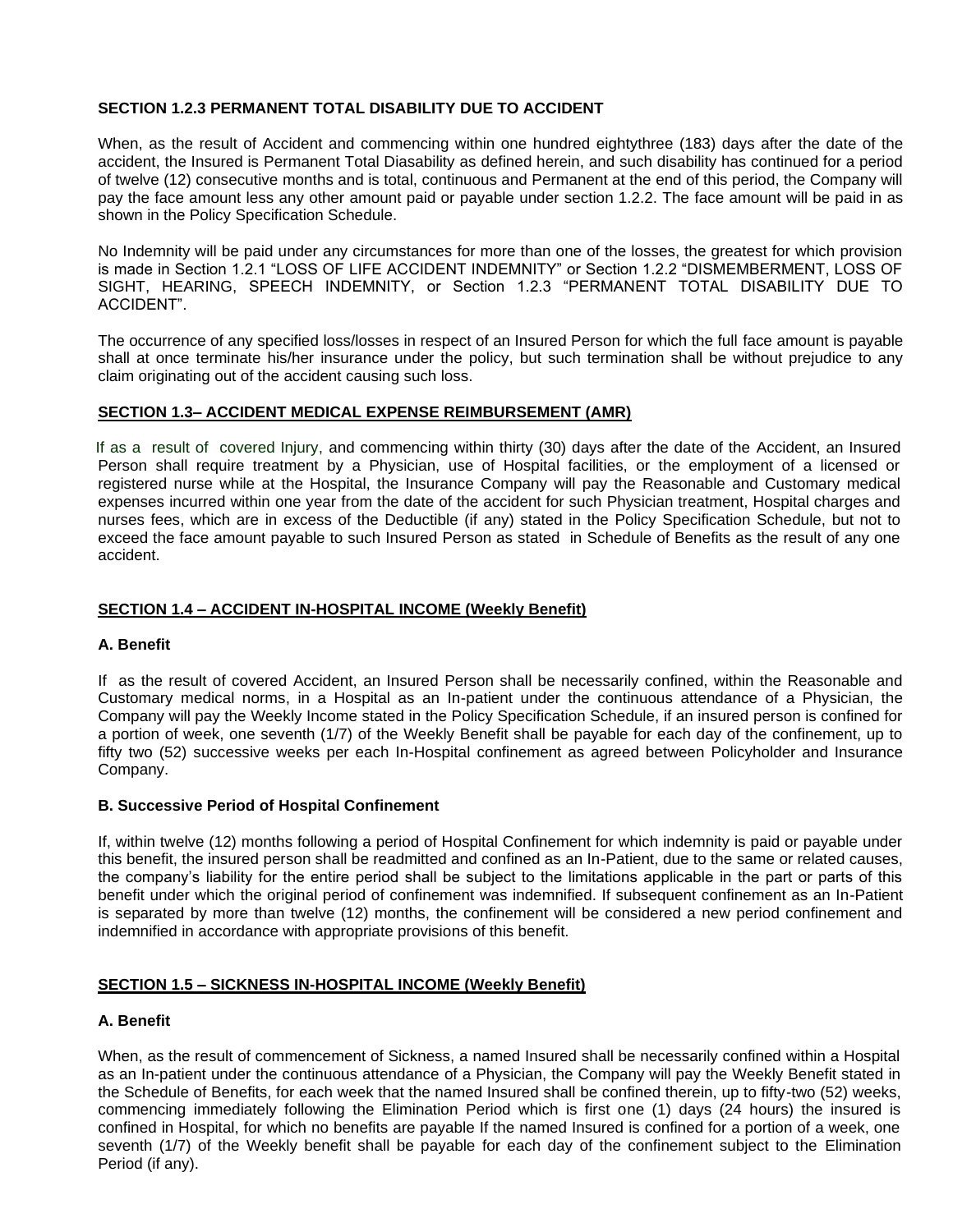**SECTION 1.2.3 PERMANENT TOTAL DISABILITY DUE TO ACCIDENT**

When, as the result of Accident and commencing within one hundred eightythree (183) days after the date of the accident, the Insured is Permanent Total Diasability as defined herein, and such disability has continued for a period of twelve (12) consecutive months and is total, continuous and Permanent at the end of this period, the Company will pay the face amount less any other amount paid or payable under section 1.2.2. The face amount will be paid in as shown in the Policy Specification Schedule.

No Indemnity will be paid under any circumstances for more than one of the losses, the greatest for which provision is made in Section 1.2.1 "LOSS OF LIFE ACCIDENT INDEMNITY" or Section 1.2.2 "DISMEMBERMENT, LOSS OF SIGHT, HEARING, SPEECH INDEMNITY, or Section 1.2.3 "PERMANENT TOTAL DISABILITY DUE TO ACCIDENT".

The occurrence of any specified loss/losses in respect of an Insured Person for which the full face amount is payable shall at once terminate his/her insurance under the policy, but such termination shall be without prejudice to any claim originating out of the accident causing such loss.

**<u>SECTION 1.3– ACCIDENT MEDICAL EXPENSE REIMBURSEMENT (AMR)</u>**

If as a result of covered Injury, and commencing within thirty (30) days after the date of the Accident, an Insured Person shall require treatment by a Physician, use of Hospital facilities, or the employment of a licensed or registered nurse while at the Hospital, the Insurance Company will pay the Reasonable and Customary medical expenses incurred within one year from the date of the accident for such Physician treatment, Hospital charges and nurses fees, which are in excess of the Deductible (if any) stated in the Policy Specification Schedule, but not to exceed the face amount payable to such Insured Person as stated in Schedule of Benefits as the result of any one accident.

**<u>SECTION 1.4 – ACCIDENT IN-HOSPITAL INCOME (Weekly Benefit)</u>**

**A. Benefit**

If as the result of covered Accident, an Insured Person shall be necessarily confined, within the Reasonable and Customary medical norms, in a Hospital as an In-patient under the continuous attendance of a Physician, the Company will pay the Weekly Income stated in the Policy Specification Schedule, if an insured person is confined for a portion of week, one seventh (1/7) of the Weekly Benefit shall be payable for each day of the confinement, up to fifty two (52) successive weeks per each In-Hospital confinement as agreed between Policyholder and Insurance Company.

**B. Successive Period of Hospital Confinement**

If, within twelve (12) months following a period of Hospital Confinement for which indemnity is paid or payable under this benefit, the insured person shall be readmitted and confined as an In-Patient, due to the same or related causes, the company's liability for the entire period shall be subject to the limitations applicable in the part or parts of this benefit under which the original period of confinement was indemnified. If subsequent confinement as an In-Patient is separated by more than twelve (12) months, the confinement will be considered a new period confinement and indemnified in accordance with appropriate provisions of this benefit.

**<u>SECTION 1.5 – SICKNESS IN-HOSPITAL INCOME (Weekly Benefit)</u>**

**A. Benefit**

When, as the result of commencement of Sickness, a named Insured shall be necessarily confined within a Hospital as an In-patient under the continuous attendance of a Physician, the Company will pay the Weekly Benefit stated in the Schedule of Benefits, for each week that the named Insured shall be confined therein, up to fifty-two (52) weeks, commencing immediately following the Elimination Period which is first one (1) days (24 hours) the insured is confined in Hospital, for which no benefits are payable If the named Insured is confined for a portion of a week, one seventh (1/7) of the Weekly benefit shall be payable for each day of the confinement subject to the Elimination Period (if any).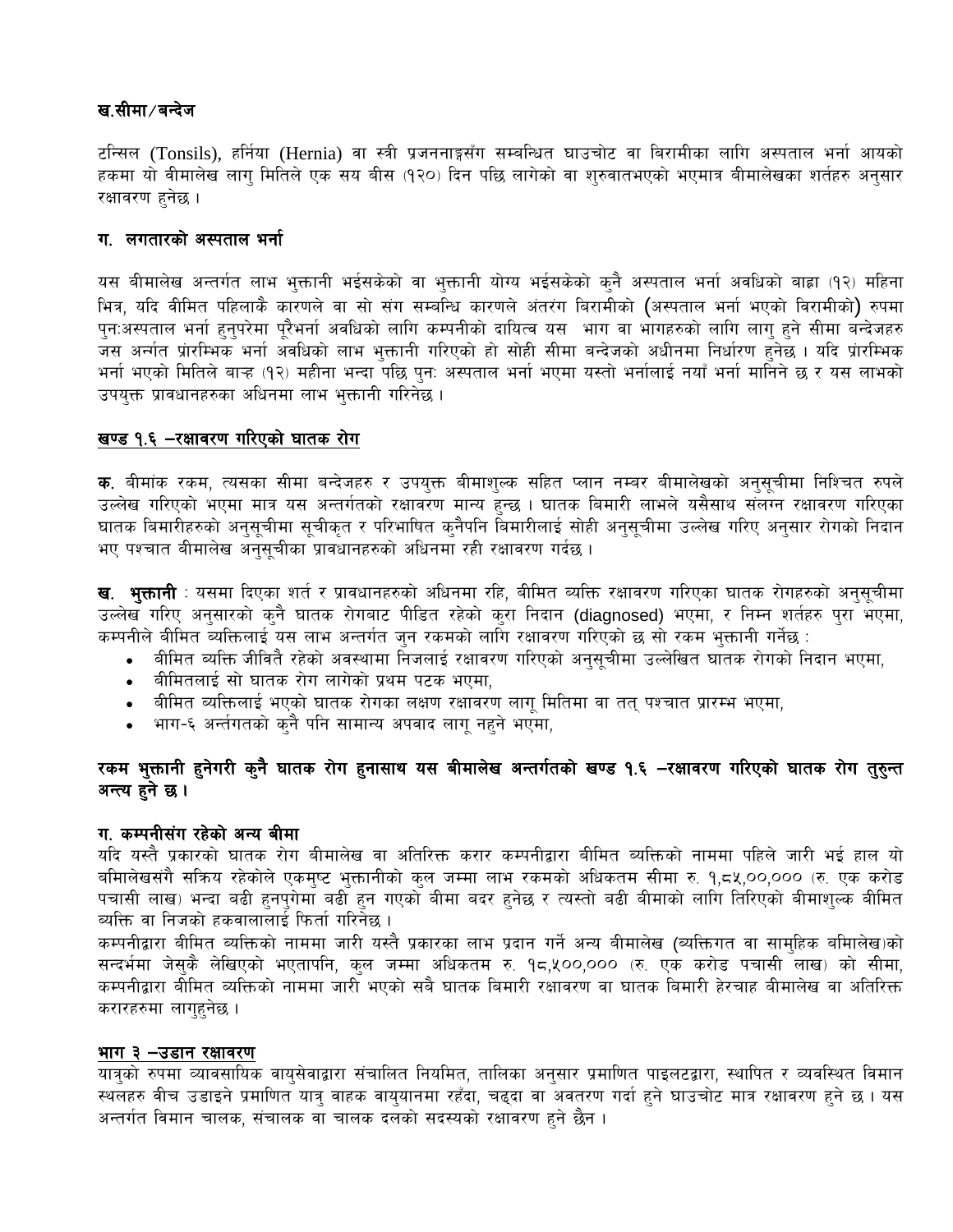**ख.सीमा/बन्देज**

टन्सिल (Tonsils), हर्निया (Hernia) वा स्त्री प्रजननाङ्गसँग सम्बन्धित घाउचोट वा बिरामीका लागि अस्पताल भर्ना आयको हकमा यो बीमालेख लागु मितिले एक सय बीस (१२०) दिन पछि लागेको वा शुरुवातभएको भएमात्र बीमालेखका शर्तहरु अनुसार रक्षावरण हुनेछ ।

**ग. लगातारको अस्पताल भर्ना**

यस बीमालेख अन्तर्गत लाभ भुक्तानी भईसकेको वा भुक्तानी योग्य भईसकेको कुनै अस्पताल भर्ना अवधिको बाह्रा (१२) महिना भित्र, यदि बीमित पहिलाकै कारणले वा सो संग सम्बन्धि कारणले अंतरंग बिरामीको (अस्पताल भर्ना भएको बिरामीको) रुपमा पुनःअस्पताल भर्ना हुनुपरेमा पूरैभर्ना अवधिको लागि कम्पनीको दायित्व यस भाग वा भागहरुको लागि लागु हुने सीमा बन्देजहरु जस अर्न्तत प्रांरम्भिक भर्ना अवधिको लाभ भुक्तानी गरिएको हो सोही सीमा बन्देजको अधीनमा निर्धारण हुनेछ । यदि प्रांरम्भिक भर्ना भएको मितिले बाव्ह (१२) महीना भन्दा पछि पुनः अस्पताल भर्ना भएमा यस्तो भर्नालाई नयाँ भर्ना मानिने छ र यस लाभको उपयुक्त प्रावधानहरुका अधिनमा लाभ भुक्तानी गरिनेछ ।

**खण्ड १.६ –रक्षावरण गरिएको घातक रोग**

**क.** बीमांक रकम, त्यसका सीमा बन्देजहरु र उपयुक्त बीमाशुल्क सहित प्लान नम्बर बीमालेखको अनुसूचीमा निश्चित रुपले उल्लेख गरिएको भएमा मात्र यस अन्तर्गतको रक्षावरण मान्य हुन्छ । घातक बिमारी लाभले यसैसाथ संलग्न रक्षावरण गरिएका घातक बिमारीहरुको अनुसूचीमा सूचीकृत र परिभाषित कुनैपनि बिमारीलाई सोही अनुसूचीमा उल्लेख गरिए अनुसार रोगको निदान भए पश्चात बीमालेख अनुसूचीका प्रावधानहरुको अधिनमा रही रक्षावरण गर्दछ ।

**ख. भुक्तानी** : यसमा दिएका शर्त र प्रावधानहरुको अधिनमा रहि, बीमित व्यक्ति रक्षावरण गरिएका घातक रोगहरुको अनुसूचीमा उल्लेख गरिए अनुसारको कुनै घातक रोगबाट पीडित रहेको कुरा निदान (diagnosed) भएमा, र निम्न शर्तहरु पुरा भएमा, कम्पनीले बीमित व्यक्तिलाई यस लाभ अन्तर्गत जुन रकमको लागि रक्षावरण गरिएको छ सो रकम भुक्तानी गर्नेछ :

- बीमित व्यक्ति जीवितै रहेको अवस्थामा निजलाई रक्षावरण गरिएको अनुसूचीमा उल्लेखित घातक रोगको निदान भएमा,
- बीमितलाई सो घातक रोग लागेको प्रथम पटक भएमा,
- बीमित व्यक्तिलाई भएको घातक रोगका लक्षण रक्षावरण लागू मितिमा वा तत् पश्चात प्रारम्भ भएमा,
- भाग-६ अर्न्तगतको कुनै पनि सामान्य अपवाद लागू नहुने भएमा,

**रकम भुक्तानी हुनेगरी कुनै घातक रोग हुनासाथ यस बीमालेख अन्तर्गतको खण्ड १.६ –रक्षावरण गरिएको घातक रोग तुरुन्त अन्त्य हुने छ ।**

**ग. कम्पनीसंग रहेको अन्य बीमा**

यदि यस्तै प्रकारको घातक रोग बीमालेख वा अतिरिक्त करार कम्पनीद्वारा बीमित व्यक्तिको नाममा पहिले जारी भई हाल यो बमिलेखसंगै सक्रिय रहेकोले एकमुष्ट भुक्तानीको कुल जम्मा लाभ रकमको अधिकतम सीमा रु. १,८५,००,००० (रु. एक करोड पचासी लाख) भन्दा बढी हुनपुगेमा बढी हुन गएको बीमा बदर हुनेछ र त्यस्तो बढी बीमाको लागि तिरिएको बीमाशुल्क बीमित व्यक्ति वा निजको हकवालालाई फिर्ता गरिनेछ ।

कम्पनीद्वारा बीमित व्यक्तिको नाममा जारी यस्तै प्रकारका लाभ प्रदान गर्ने अन्य बीमालेख (व्यक्तिगत वा सामुहिक बमिलेख)को सन्दर्भमा जेसुकै लेखिएको भएतापनि, कुल जम्मा अधिकतम रु. १८,५००,००० (रु. एक करोड पचासी लाख) को सीमा, कम्पनीद्वारा बीमित व्यक्तिको नाममा जारी भएको सबै घातक बिमारी रक्षावरण वा घातक बिमारी हेरचाह बीमालेख वा अतिरिक्त करारहरुमा लागुहुनेछ ।

**भाग ३ –उडान रक्षावरण**

यात्रुको रुपमा व्यावसायिक वायुसेवाद्वारा संचालित नियमित, तालिका अनुसार प्रमाणित पाइलटद्वारा, स्थापित र व्यवस्थित विमान स्थलहरु बीच उडाइने प्रमाणित यात्रु वाहक वायुयानमा रहँदा, चढ्दा वा अवतरण गर्दा हुने घाउचोट मात्र रक्षावरण हुने छ । यस अन्तर्गत विमान चालक, संचालक वा चालक दलको सदस्यको रक्षावरण हुने छैन ।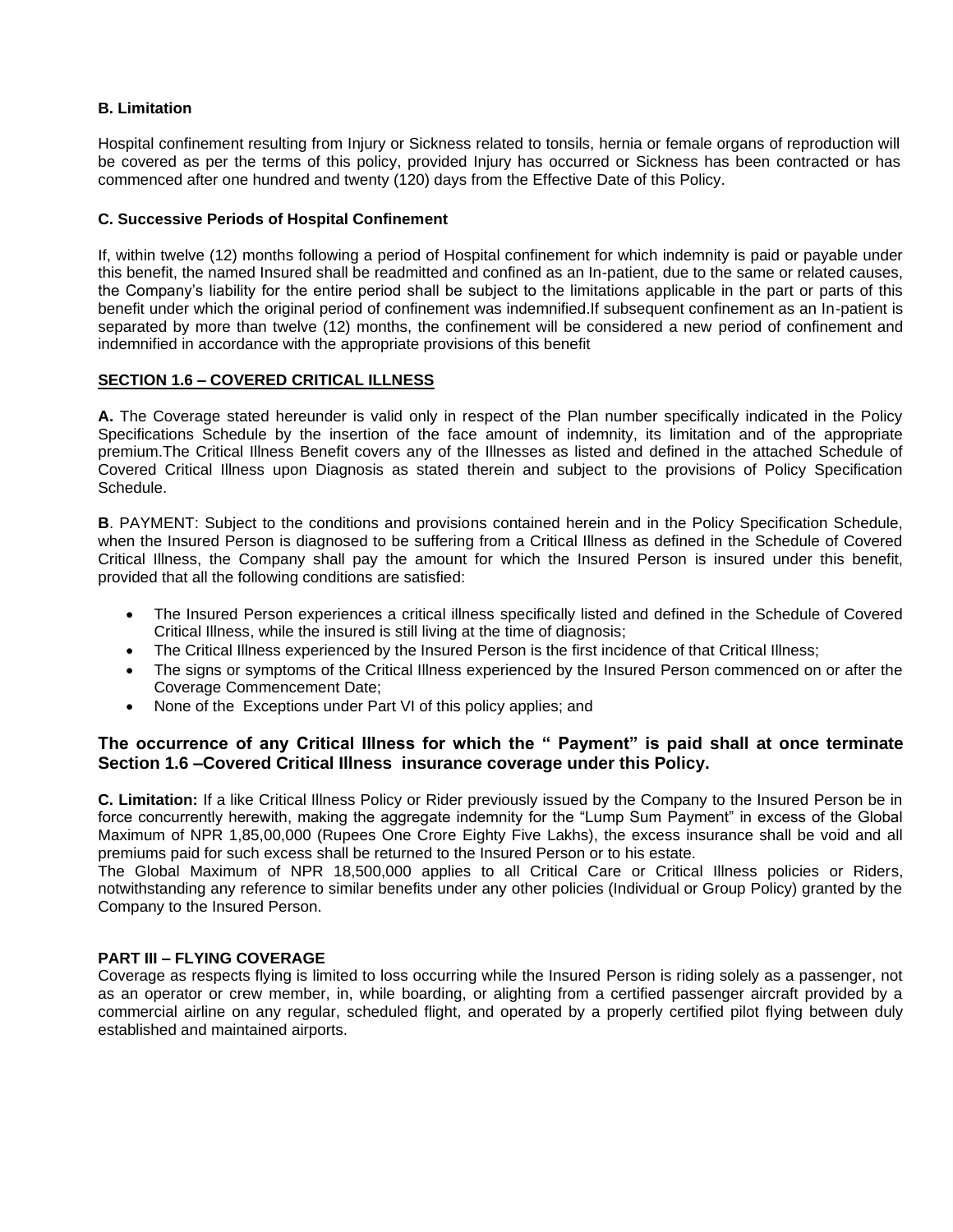**B. Limitation**

Hospital confinement resulting from Injury or Sickness related to tonsils, hernia or female organs of reproduction will be covered as per the terms of this policy, provided Injury has occurred or Sickness has been contracted or has commenced after one hundred and twenty (120) days from the Effective Date of this Policy.

**C. Successive Periods of Hospital Confinement**

If, within twelve (12) months following a period of Hospital confinement for which indemnity is paid or payable under this benefit, the named Insured shall be readmitted and confined as an In-patient, due to the same or related causes, the Company's liability for the entire period shall be subject to the limitations applicable in the part or parts of this benefit under which the original period of confinement was indemnified.If subsequent confinement as an In-patient is separated by more than twelve (12) months, the confinement will be considered a new period of confinement and indemnified in accordance with the appropriate provisions of this benefit

**SECTION 1.6 – COVERED CRITICAL ILLNESS**

**A.** The Coverage stated hereunder is valid only in respect of the Plan number specifically indicated in the Policy Specifications Schedule by the insertion of the face amount of indemnity, its limitation and of the appropriate premium.The Critical Illness Benefit covers any of the Illnesses as listed and defined in the attached Schedule of Covered Critical Illness upon Diagnosis as stated therein and subject to the provisions of Policy Specification Schedule.

**B**. PAYMENT: Subject to the conditions and provisions contained herein and in the Policy Specification Schedule, when the Insured Person is diagnosed to be suffering from a Critical Illness as defined in the Schedule of Covered Critical Illness, the Company shall pay the amount for which the Insured Person is insured under this benefit, provided that all the following conditions are satisfied:

- The Insured Person experiences a critical illness specifically listed and defined in the Schedule of Covered Critical Illness, while the insured is still living at the time of diagnosis;
- The Critical Illness experienced by the Insured Person is the first incidence of that Critical Illness;
- The signs or symptoms of the Critical Illness experienced by the Insured Person commenced on or after the Coverage Commencement Date;
- None of the Exceptions under Part VI of this policy applies; and

**The occurrence of any Critical Illness for which the " Payment" is paid shall at once terminate Section 1.6 –Covered Critical Illness insurance coverage under this Policy.**

**C. Limitation:** If a like Critical Illness Policy or Rider previously issued by the Company to the Insured Person be in force concurrently herewith, making the aggregate indemnity for the "Lump Sum Payment" in excess of the Global Maximum of NPR 1,85,00,000 (Rupees One Crore Eighty Five Lakhs), the excess insurance shall be void and all premiums paid for such excess shall be returned to the Insured Person or to his estate.
The Global Maximum of NPR 18,500,000 applies to all Critical Care or Critical Illness policies or Riders, notwithstanding any reference to similar benefits under any other policies (Individual or Group Policy) granted by the Company to the Insured Person.

**PART III – FLYING COVERAGE**
Coverage as respects flying is limited to loss occurring while the Insured Person is riding solely as a passenger, not as an operator or crew member, in, while boarding, or alighting from a certified passenger aircraft provided by a commercial airline on any regular, scheduled flight, and operated by a properly certified pilot flying between duly established and maintained airports.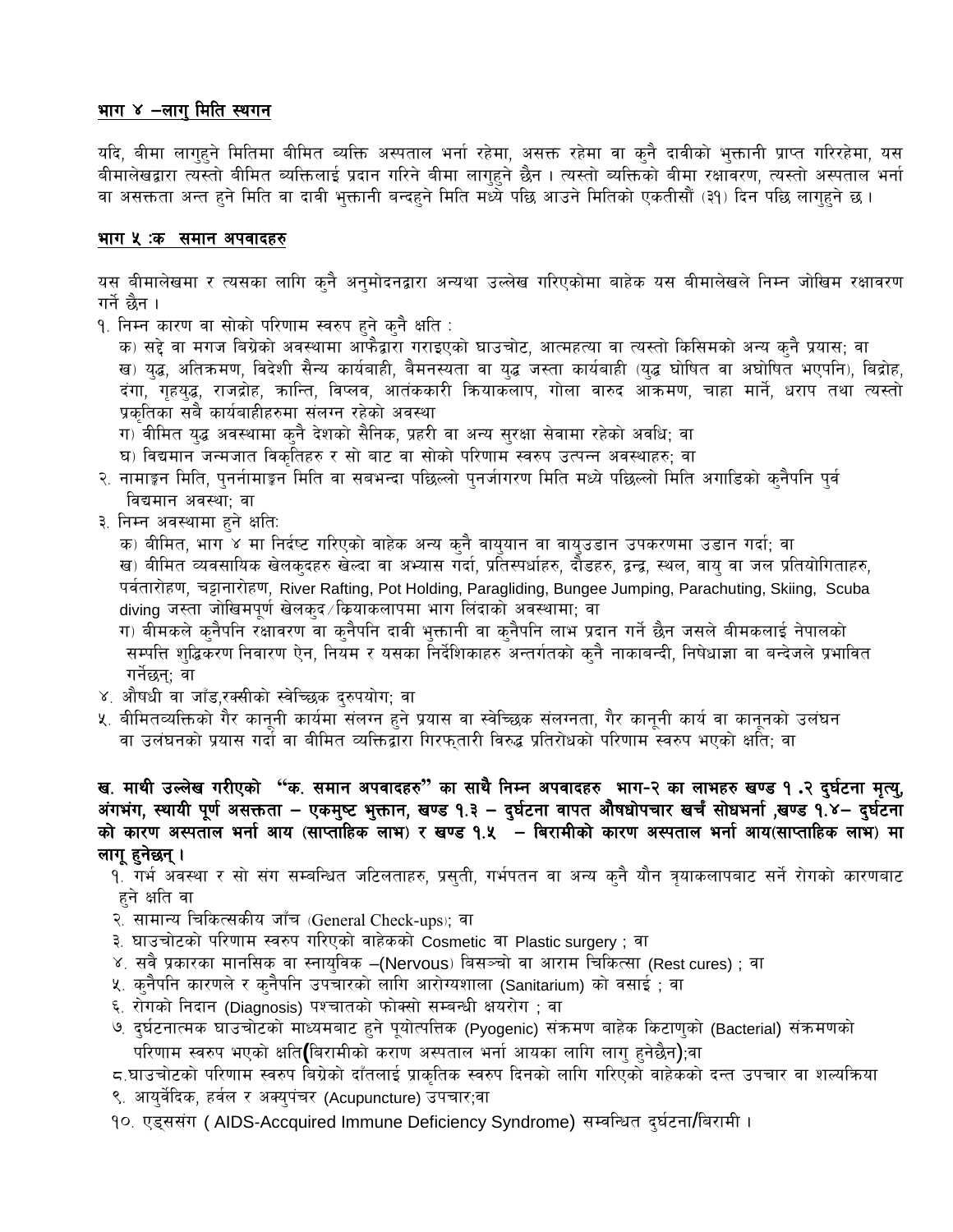## भाग ४ –लागु मिति स्थगन

यदि, बीमा लागुहुने मितिमा बीमित व्यक्ति अस्पताल भर्ना रहेमा, असक्त रहेमा वा कुनै दावीको भुक्तानी प्राप्त गरिरहेमा, यस बीमालेखद्वारा त्यस्तो बीमित व्यक्तिलाई प्रदान गरिने बीमा लागुहुने छैन । त्यस्तो व्यक्तिको बीमा रक्षावरण, त्यस्तो अस्पताल भर्ना वा असक्तता अन्त हुने मिति वा दावी भुक्तानी बन्दहुने मिति मध्ये पछि आउने मितिको एकतीसौं (३१) दिन पछि लागुहुने छ ।

## भाग ५ :क समान अपवादहरु

यस बीमालेखमा र त्यसका लागि कुनै अनुमोदनद्वारा अन्यथा उल्लेख गरिएकोमा बाहेक यस बीमालेखले निम्न जोखिम रक्षावरण गर्ने छैन ।

१. निम्न कारण वा सोको परिणाम स्वरुप हुने कुनै क्षति :
   क) सद्दे वा मगज बिग्रेको अवस्थामा आफैद्वारा गराइएको घाउचोट, आत्महत्या वा त्यस्तो किसिमको अन्य कुनै प्रयास; वा
   ख) युद्ध, अतिक्रमण, विदेशी सैन्य कार्यबाही, बैमनस्यता वा युद्ध जस्ता कार्यबाही (युद्ध घोषित वा अघोषित भएपनि), बिद्रोह, दंगा, गृहयुद्ध, राजद्रोह, क्रान्ति, विप्लव, आतंककारी क्रियाकलाप, गोला वारुद आक्रमण, चाहा मार्ने, धराप तथा त्यस्तो प्रकृतिका सबै कार्यबाहीहरुमा संलग्न रहेको अवस्था
   ग) बीमित युद्ध अवस्थामा कुनै देशको सैनिक, प्रहरी वा अन्य सुरक्षा सेवामा रहेको अवधि; वा
   घ) विद्यमान जन्मजात विकृतिहरु र सो बाट वा सोको परिणाम स्वरुप उत्पन्न अवस्थाहरु; वा
२. नामाङ्कन मिति, पुनर्नामाङ्कन मिति वा सबभन्दा पछिल्लो पुनर्जागरण मिति मध्ये पछिल्लो मिति अगाडिको कुनैपनि पुर्व विद्यमान अवस्था; वा
३. निम्न अवस्थामा हुने क्षतिः
   क) बीमित, भाग ४ मा निर्दष्ट गरिएको वाहेक अन्य कुनै वायुयान वा वायुउडान उपकरणमा उडान गर्दा; वा
   ख) बीमित व्यवसायिक खेलकुदहरु खेल्दा वा अभ्यास गर्दा, प्रतिस्पर्धाहरु, दौडहरु, द्वन्द्व, स्थल, वायु वा जल प्रतियोगिताहरु, पर्वतारोहण, चट्टानारोहण, River Rafting, Pot Holding, Paragliding, Bungee Jumping, Parachuting, Skiing, Scuba diving जस्ता जोखिमपूर्ण खेलकुद/क्रियाकलापमा भाग लिंदाको अवस्थामा; वा
   ग) बीमकले कुनैपनि रक्षावरण वा कुनैपनि दावी भुक्तानी वा कुनैपनि लाभ प्रदान गर्ने छैन जसले बीमकलाई नेपालको सम्पत्ति शुद्धिकरण निवारण ऐन, नियम र यसका निर्देशिकाहरु अन्तर्गतको कुनै नाकाबन्दी, निषेधाज्ञा वा बन्देजले प्रभावित गर्नेछन्; वा
४. औषधी वा जाँड,रक्सीको स्वेच्छिक दुरुपयोग; वा
५. बीमितव्यक्तिको गैर कानूनी कार्यमा संलग्न हुने प्रयास वा स्वेच्छिक संलग्नता, गैर कानूनी कार्य वा कानूनको उलंघन वा उलंघनको प्रयास गर्दा वा बीमित व्यक्तिद्वारा गिरफ्तारी विरुद्ध प्रतिरोधको परिणाम स्वरुप भएको क्षति; वा

**ख. माथी उल्लेख गरीएको "क. समान अपवादहरु" का साथै निम्न अपवादहरु भाग-२ का लाभहरु खण्ड १ .२ दुर्घटना मृत्यु, अंगभंग, स्थायी पूर्ण असक्तता – एकमुष्ट भुक्तान, खण्ड १.३ – दुर्घटना वापत औषधोपचार खर्च सोधभर्ना ,खण्ड १.४– दुर्घटना को कारण अस्पताल भर्ना आय (साप्ताहिक लाभ) र खण्ड १.५ – बिरामीको कारण अस्पताल भर्ना आय(साप्ताहिक लाभ) मा लागू हुनेछन् ।**

१. गर्भ अवस्था र सो संग सम्बन्धित जटिलताहरु, प्रसुती, गर्भपतन वा अन्य कुनै यौन त्र्याकलापबाट सर्ने रोगको कारणबाट हुने क्षति वा
२. सामान्य चिकित्सकीय जाँच (General Check-ups); वा
३. घाउचोटको परिणाम स्वरुप गरिएको वाहेकको Cosmetic वा Plastic surgery ; वा
४. सबै प्रकारका मानसिक वा स्नायुविक –(Nervous) बिसञ्चो वा आराम चिकित्सा (Rest cures) ; वा
५. कुनैपनि कारणले र कुनैपनि उपचारको लागि आरोग्यशाला (Sanitarium) को बसाई ; वा
६. रोगको निदान (Diagnosis) पश्चातको फोक्सो सम्बन्धी क्षयरोग ; वा
७. दुर्घटनात्मक घाउचोटको माध्यमबाट हुने पूयोत्पत्तिक (Pyogenic) संक्रमण बाहेक किटाणुको (Bacterial) संक्रमणको परिणाम स्वरुप भएको क्षति(बिरामीको कराण अस्पताल भर्ना आयका लागि लागु हुनेछैन);वा
८. घाउचोटको परिणाम स्वरुप बिग्रेको दाँतलाई प्राकृतिक स्वरुप दिनको लागि गरिएको वाहेकको दन्त उपचार वा शल्यक्रिया
९. आयुर्वेदिक, हर्वल र अक्युपंचर (Acupuncture) उपचार;वा
१०. एड्ससंग ( AIDS-Accquired Immune Deficiency Syndrome) सम्बन्धित दुर्घटना/बिरामी ।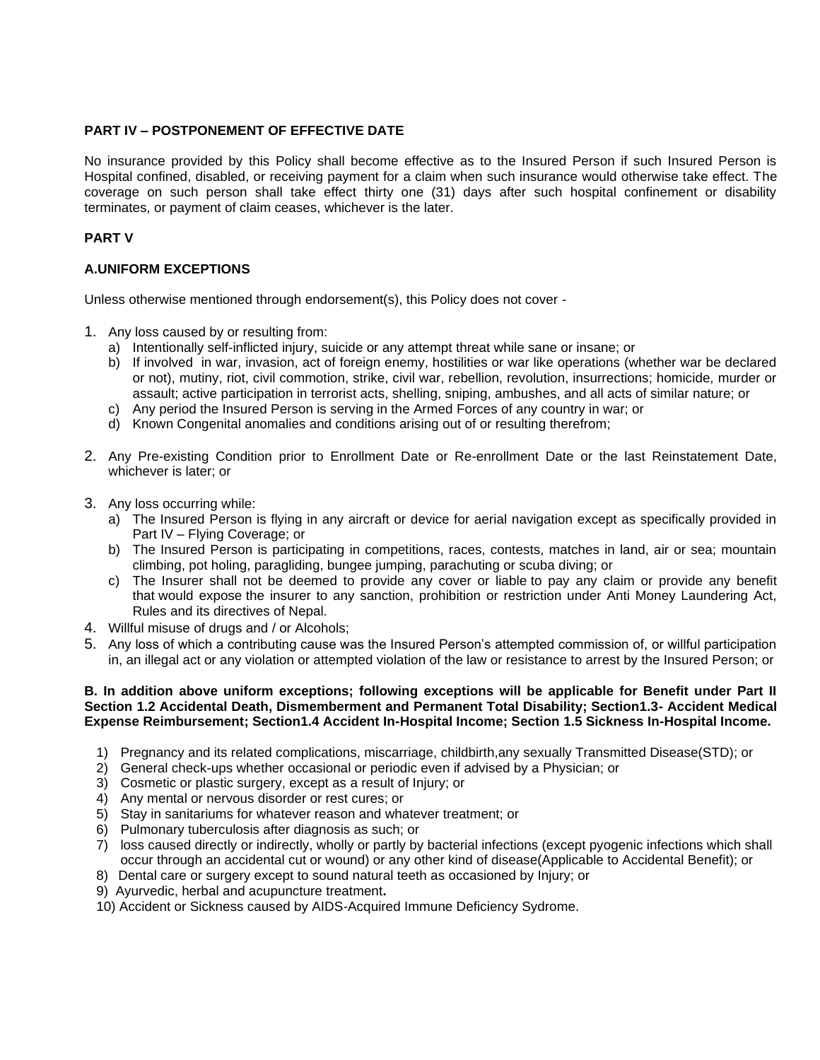**PART IV – POSTPONEMENT OF EFFECTIVE DATE**

No insurance provided by this Policy shall become effective as to the Insured Person if such Insured Person is Hospital confined, disabled, or receiving payment for a claim when such insurance would otherwise take effect. The coverage on such person shall take effect thirty one (31) days after such hospital confinement or disability terminates, or payment of claim ceases, whichever is the later.

**PART V**

**A.UNIFORM EXCEPTIONS**

Unless otherwise mentioned through endorsement(s), this Policy does not cover -

1. Any loss caused by or resulting from:
   a) Intentionally self-inflicted injury, suicide or any attempt threat while sane or insane; or
   b) If involved in war, invasion, act of foreign enemy, hostilities or war like operations (whether war be declared or not), mutiny, riot, civil commotion, strike, civil war, rebellion, revolution, insurrections; homicide, murder or assault; active participation in terrorist acts, shelling, sniping, ambushes, and all acts of similar nature; or
   c) Any period the Insured Person is serving in the Armed Forces of any country in war; or
   d) Known Congenital anomalies and conditions arising out of or resulting therefrom;

2. Any Pre-existing Condition prior to Enrollment Date or Re-enrollment Date or the last Reinstatement Date, whichever is later; or

3. Any loss occurring while:
   a) The Insured Person is flying in any aircraft or device for aerial navigation except as specifically provided in Part IV – Flying Coverage; or
   b) The Insured Person is participating in competitions, races, contests, matches in land, air or sea; mountain climbing, pot holing, paragliding, bungee jumping, parachuting or scuba diving; or
   c) The Insurer shall not be deemed to provide any cover or liable to pay any claim or provide any benefit that would expose the insurer to any sanction, prohibition or restriction under Anti Money Laundering Act, Rules and its directives of Nepal.
4. Willful misuse of drugs and / or Alcohols;
5. Any loss of which a contributing cause was the Insured Person's attempted commission of, or willful participation in, an illegal act or any violation or attempted violation of the law or resistance to arrest by the Insured Person; or

**B. In addition above uniform exceptions; following exceptions will be applicable for Benefit under Part II Section 1.2 Accidental Death, Dismemberment and Permanent Total Disability; Section1.3- Accident Medical Expense Reimbursement; Section1.4 Accident In-Hospital Income; Section 1.5 Sickness In-Hospital Income.**

1) Pregnancy and its related complications, miscarriage, childbirth,any sexually Transmitted Disease(STD); or
2) General check-ups whether occasional or periodic even if advised by a Physician; or
3) Cosmetic or plastic surgery, except as a result of Injury; or
4) Any mental or nervous disorder or rest cures; or
5) Stay in sanitariums for whatever reason and whatever treatment; or
6) Pulmonary tuberculosis after diagnosis as such; or
7) loss caused directly or indirectly, wholly or partly by bacterial infections (except pyogenic infections which shall occur through an accidental cut or wound) or any other kind of disease(Applicable to Accidental Benefit); or
8) Dental care or surgery except to sound natural teeth as occasioned by Injury; or
9) Ayurvedic, herbal and acupuncture treatment**.**
10) Accident or Sickness caused by AIDS-Acquired Immune Deficiency Sydrome.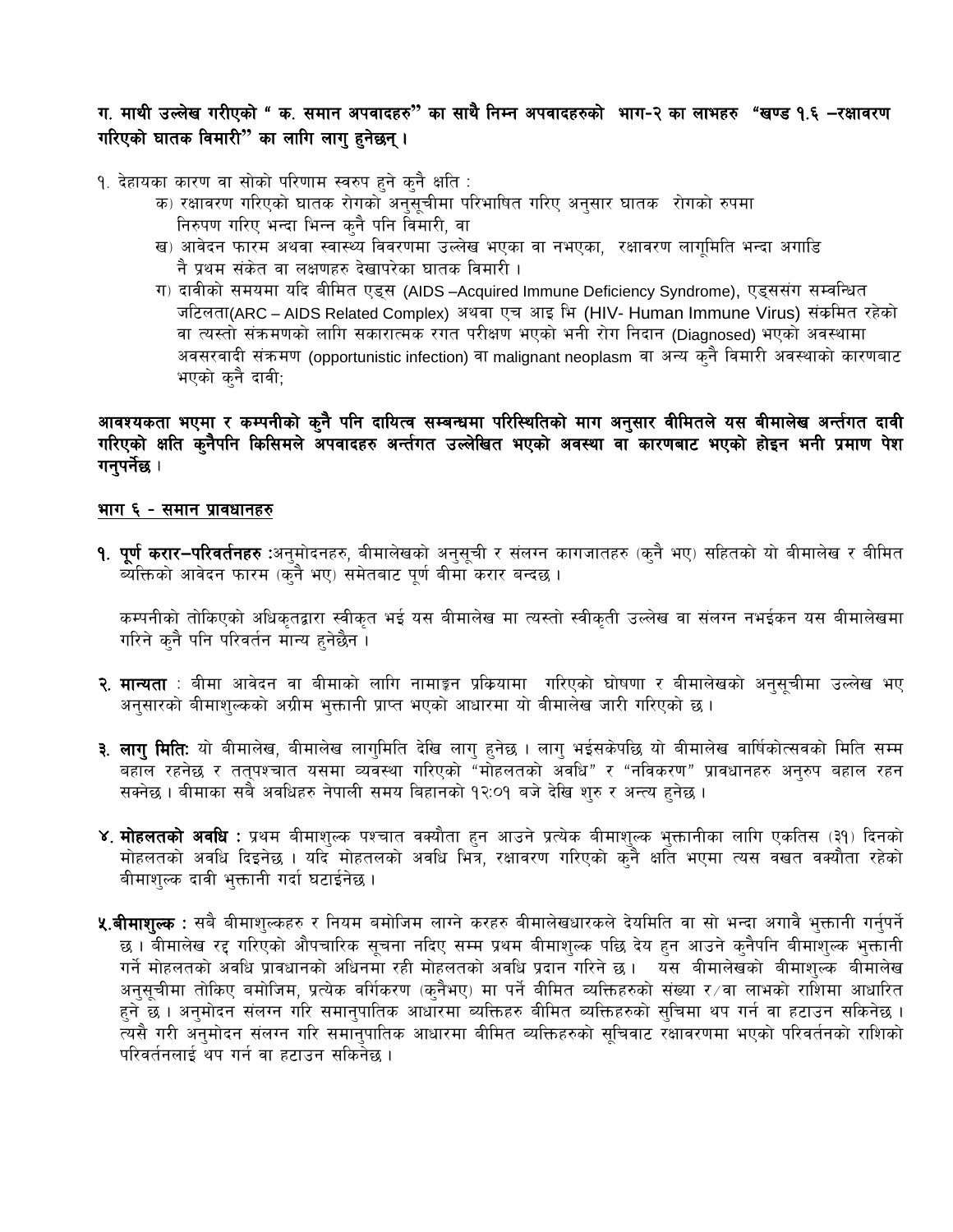**ग. माथी उल्लेख गरीएको " क. समान अपवादहरु" का साथै निम्न अपवादहरुको भाग-२ का लाभहरु "खण्ड १.६ –रक्षावरण गरिएको घातक विमारी" का लागि लागु हुनेछन् ।**

१. देहायका कारण वा सोको परिणाम स्वरुप हुने कुनै क्षति :

क) रक्षावरण गरिएको घातक रोगको अनुसूचीमा परिभाषित गरिए अनुसार घातक रोगको रुपमा निरुपण गरिए भन्दा भिन्न कुनै पनि विमारी, वा

ख) आवेदन फारम अथवा स्वास्थ्य विवरणमा उल्लेख भएका वा नभएका, रक्षावरण लागूमिति भन्दा अगाडि नै प्रथम संकेत वा लक्षणहरु देखापरेका घातक विमारी ।

ग) दावीको समयमा यदि बीमित एड्स (AIDS –Acquired Immune Deficiency Syndrome), एड्ससंग सम्वन्धित जटिलता(ARC – AIDS Related Complex) अथवा एच आइ भि (HIV- Human Immune Virus) संक्रमित रहेको वा त्यस्तो संक्रमणको लागि सकारात्मक रगत परीक्षण भएको भनी रोग निदान (Diagnosed) भएको अवस्थामा अवसरवादी संक्रमण (opportunistic infection) वा malignant neoplasm वा अन्य कुनै विमारी अवस्थाको कारणबाट भएको कुनै दावी;

**आवश्यकता भएमा र कम्पनीको कुनै पनि दायित्व सम्बन्धमा परिस्थितिको माग अनुसार वीमितले यस बीमालेख अर्न्तगत दावी गरिएको क्षति कुनैपनि किसिमले अपवादहरु अर्न्तगत उल्लेखित भएको अवस्था वा कारणबाट भएको होइन भनी प्रमाण पेश गनुपर्नेछ ।**

## भाग ६ - समान प्रावधानहरु

**१. पूर्ण करार–परिवर्तनहरु :** अनुमोदनहरु, बीमालेखको अनुसूची र संलग्न कागजातहरु (कुनै भए) सहितको यो बीमालेख र बीमित ब्यक्तिको आवेदन फारम (कुनै भए) समेतबाट पूर्ण बीमा करार बन्दछ ।

कम्पनीको तोकिएको अधिकृतद्वारा स्वीकृत भई यस बीमालेख मा त्यस्तो स्वीकृती उल्लेख वा संलग्न नभईकन यस बीमालेखमा गरिने कुनै पनि परिवर्तन मान्य हुनेछैन ।

**२. मान्यता** : बीमा आवेदन वा बीमाको लागि नामाङ्कन प्रकियामा गरिएको घोषणा र बीमालेखको अनुसूचीमा उल्लेख भए अनुसारको बीमाशुल्कको अग्रीम भुक्तानी प्राप्त भएको आधारमा यो बीमालेख जारी गरिएको छ ।

**३. लागु मितिः** यो बीमालेख, बीमालेख लागुमिति देखि लागु हुनेछ । लागु भईसकेपछि यो बीमालेख वार्षिकोत्सवको मिति सम्म बहाल रहनेछ र तत्पश्चात यसमा व्यवस्था गरिएको "मोहलतको अवधि" र "नविकरण" प्रावधानहरु अनुरुप बहाल रहन सक्नेछ । बीमाका सबै अवधिहरु नेपाली समय बिहानको १२:०१ बजे देखि शुरु र अन्त्य हुनेछ ।

**४. मोहलतको अवधि :** प्रथम बीमाशुल्क पश्चात वक्यौता हुन आउने प्रत्येक बीमाशुल्क भुक्तानीका लागि एकतिस (३१) दिनको मोहलतको अवधि दिइनेछ । यदि मोहतलको अवधि भित्र, रक्षावरण गरिएको कुनै क्षति भएमा त्यस वखत वक्यौता रहेको बीमाशुल्क दावी भुक्तानी गर्दा घटाईनेछ ।

**५.बीमाशुल्क :** सबै बीमाशुल्कहरु र नियम बमोजिम लाग्ने करहरु बीमालेखधारकले देयमिति वा सो भन्दा अगावै भुक्तानी गर्नुपर्ने छ । बीमालेख रद्द गरिएको औपचारिक सूचना नदिए सम्म प्रथम बीमाशुल्क पछि देय हुन आउने कुनैपनि बीमाशुल्क भुक्तानी गर्ने मोहलतको अवधि प्रावधानको अधिनमा रही मोहलतको अवधि प्रदान गरिने छ । यस बीमालेखको बीमाशुल्क बीमालेख अनुसूचीमा तोकिए बमोजिम, प्रत्येक वर्गिकरण (कुनैभए) मा पर्ने बीमित व्यक्तिहरुको संख्या र/वा लाभको राशिमा आधारित हुने छ । अनुमोदन संलग्न गरि समानुपातिक आधारमा व्यक्तिहरु बीमित व्यक्तिहरुको सुचिमा थप गर्न वा हटाउन सकिनेछ । त्यसै गरी अनुमोदन संलग्न गरि समानुपातिक आधारमा बीमित व्यक्तिहरुको सूचिवाट रक्षावरणमा भएको परिवर्तनको राशिको परिवर्तनलाई थप गर्न वा हटाउन सकिनेछ ।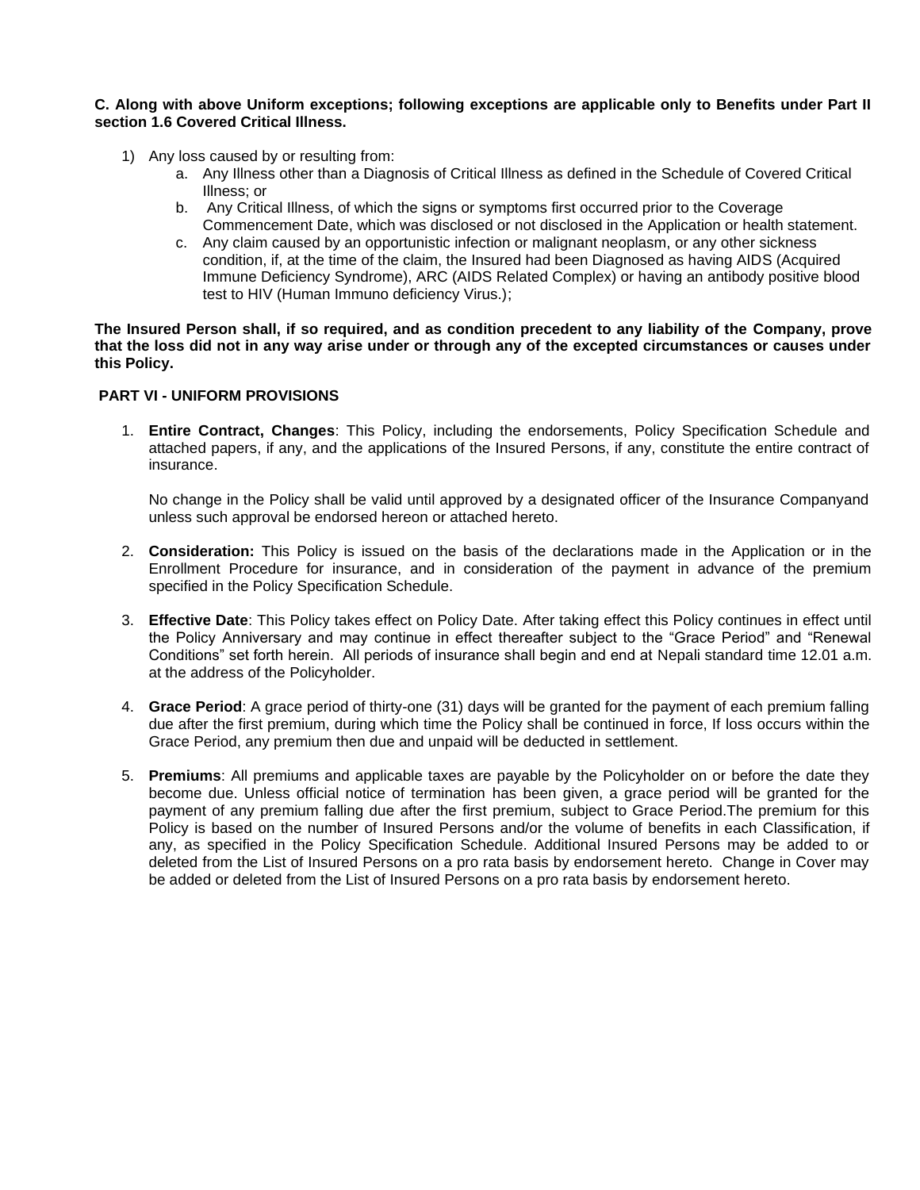**C. Along with above Uniform exceptions; following exceptions are applicable only to Benefits under Part II section 1.6 Covered Critical Illness.**

1) Any loss caused by or resulting from:
   a. Any Illness other than a Diagnosis of Critical Illness as defined in the Schedule of Covered Critical Illness; or
   b. Any Critical Illness, of which the signs or symptoms first occurred prior to the Coverage Commencement Date, which was disclosed or not disclosed in the Application or health statement.
   c. Any claim caused by an opportunistic infection or malignant neoplasm, or any other sickness condition, if, at the time of the claim, the Insured had been Diagnosed as having AIDS (Acquired Immune Deficiency Syndrome), ARC (AIDS Related Complex) or having an antibody positive blood test to HIV (Human Immuno deficiency Virus.);

**The Insured Person shall, if so required, and as condition precedent to any liability of the Company, prove that the loss did not in any way arise under or through any of the excepted circumstances or causes under this Policy.**

## PART VI - UNIFORM PROVISIONS

1. **Entire Contract, Changes**: This Policy, including the endorsements, Policy Specification Schedule and attached papers, if any, and the applications of the Insured Persons, if any, constitute the entire contract of insurance.

   No change in the Policy shall be valid until approved by a designated officer of the Insurance Companyand unless such approval be endorsed hereon or attached hereto.

2. **Consideration:** This Policy is issued on the basis of the declarations made in the Application or in the Enrollment Procedure for insurance, and in consideration of the payment in advance of the premium specified in the Policy Specification Schedule.

3. **Effective Date**: This Policy takes effect on Policy Date. After taking effect this Policy continues in effect until the Policy Anniversary and may continue in effect thereafter subject to the "Grace Period" and "Renewal Conditions" set forth herein. All periods of insurance shall begin and end at Nepali standard time 12.01 a.m. at the address of the Policyholder.

4. **Grace Period**: A grace period of thirty-one (31) days will be granted for the payment of each premium falling due after the first premium, during which time the Policy shall be continued in force, If loss occurs within the Grace Period, any premium then due and unpaid will be deducted in settlement.

5. **Premiums**: All premiums and applicable taxes are payable by the Policyholder on or before the date they become due. Unless official notice of termination has been given, a grace period will be granted for the payment of any premium falling due after the first premium, subject to Grace Period.The premium for this Policy is based on the number of Insured Persons and/or the volume of benefits in each Classification, if any, as specified in the Policy Specification Schedule. Additional Insured Persons may be added to or deleted from the List of Insured Persons on a pro rata basis by endorsement hereto. Change in Cover may be added or deleted from the List of Insured Persons on a pro rata basis by endorsement hereto.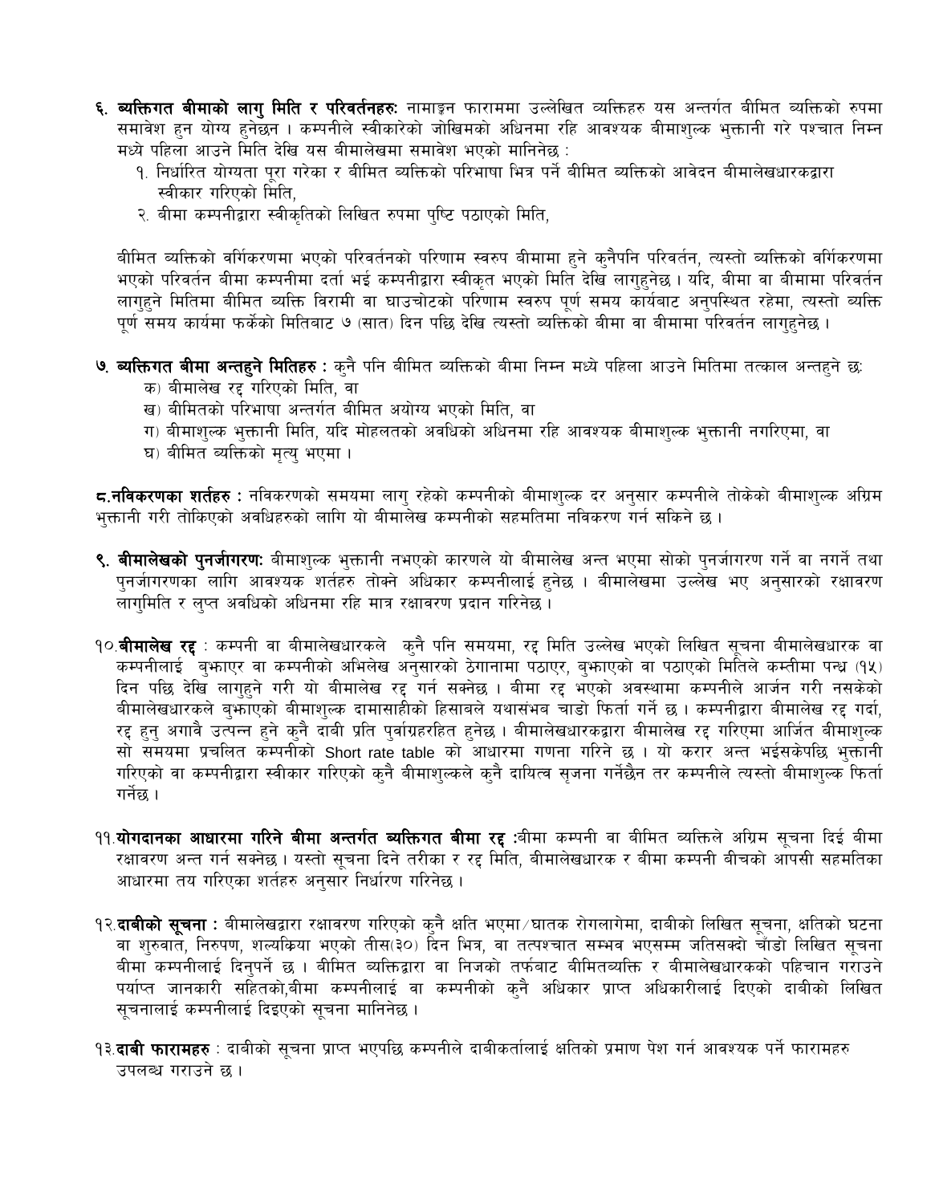**६. व्यक्तिगत बीमाको लागु मिति र परिवर्तनहरुः** नामाङ्कन फाराममा उल्लेखित व्यक्तिहरु यस अन्तर्गत बीमित व्यक्तिको रुपमा समावेश हुन योग्य हुनेछन । कम्पनीले स्वीकारेको जोखिमको अधिनमा रहि आवश्यक बीमाशुल्क भुक्तानी गरे पश्चात निम्न मध्ये पहिला आउने मिति देखि यस बीमालेखमा समावेश भएको मानिनेछ :

१. निर्धारित योग्यता पुरा गरेका र बीमित व्यक्तिको परिभाषा भित्र पर्ने बीमित व्यक्तिको आवेदन बीमालेखधारकद्वारा स्वीकार गरिएको मिति,

२. बीमा कम्पनीद्वारा स्वीकृतिको लिखित रुपमा पुष्टि पठाएको मिति,

बीमित व्यक्तिको वर्गिकरणमा भएको परिवर्तनको परिणाम स्वरुप बीमामा हुने कुनैपनि परिवर्तन, त्यस्तो व्यक्तिको वर्गिकरणमा भएको परिवर्तन बीमा कम्पनीमा दर्ता भई कम्पनीद्वारा स्वीकृत भएको मिति देखि लागुहुनेछ । यदि, बीमा वा बीमामा परिवर्तन लागुहुने मितिमा बीमित व्यक्ति विरामी वा घाउचोटको परिणाम स्वरुप पूर्ण समय कार्यबाट अनुपस्थित रहेमा, त्यस्तो व्यक्ति पूर्ण समय कार्यमा फर्केको मितिबाट ७ (सात) दिन पछि देखि त्यस्तो व्यक्तिको बीमा वा बीमामा परिवर्तन लागुहुनेछ ।

**७. व्यक्तिगत बीमा अन्तहुने मितिहरु :** कुनै पनि बीमित व्यक्तिको बीमा निम्न मध्ये पहिला आउने मितिमा तत्काल अन्तहुने छः

क) बीमालेख रद्द गरिएको मिति, वा

ख) बीमितको परिभाषा अन्तर्गत बीमित अयोग्य भएको मिति, वा

ग) बीमाशुल्क भुक्तानी मिति, यदि मोहलतको अवधिको अधिनमा रहि आवश्यक बीमाशुल्क भुक्तानी नगरिएमा, वा

घ) बीमित व्यक्तिको मृत्यु भएमा ।

**८.नविकरणका शर्तहरु :** नविकरणको समयमा लागु रहेको कम्पनीको बीमाशुल्क दर अनुसार कम्पनीले तोकेको बीमाशुल्क अग्रिम भुक्तानी गरी तोकिएको अवधिहरुको लागि यो बीमालेख कम्पनीको सहमतिमा नविकरण गर्न सकिने छ ।

**९. बीमालेखको पुनर्जागरणः** बीमाशुल्क भुक्तानी नभएको कारणले यो बीमालेख अन्त भएमा सोको पुनर्जागरण गर्ने वा नगर्ने तथा पुनर्जागरणका लागि आवश्यक शर्तहरु तोक्ने अधिकार कम्पनीलाई हुनेछ । बीमालेखमा उल्लेख भए अनुसारको रक्षावरण लागुमिति र लुप्त अवधिको अधिनमा रहि मात्र रक्षावरण प्रदान गरिनेछ ।

**१०.बीमालेख रद्द** : कम्पनी वा बीमालेखधारकले कुनै पनि समयमा, रद्द मिति उल्लेख भएको लिखित सूचना बीमालेखधारक वा कम्पनीलाई बुझाएर वा कम्पनीको अभिलेख अनुसारको ठेगानामा पठाएर, बुझाएको वा पठाएको मितिले कम्तीमा पन्ध्र (१५) दिन पछि देखि लागुहुने गरी यो बीमालेख रद्द गर्न सक्नेछ । बीमा रद्द भएको अवस्थामा कम्पनीले आर्जन गरी नसकेको बीमालेखधारकले बुझाएको बीमाशुल्क दामासाहीको हिसाबले यथासंभव चाडो फिर्ता गर्ने छ । कम्पनीद्वारा बीमालेख रद्द गर्दा, रद्द हुनु अगावै उत्पन्न हुने कुनै दाबी प्रति पुर्वाग्रहरहित हुनेछ । बीमालेखधारकद्वारा बीमालेख रद्द गरिएमा आर्जित बीमाशुल्क सो समयमा प्रचलित कम्पनीको Short rate table को आधारमा गणना गरिने छ । यो करार अन्त भईसकेपछि भुक्तानी गरिएको वा कम्पनीद्वारा स्वीकार गरिएको कुनै बीमाशुल्कले कुनै दायित्व सृजना गर्नेछैन तर कम्पनीले त्यस्तो बीमाशुल्क फिर्ता गर्नेछ ।

**११.योगदानका आधारमा गरिने बीमा अन्तर्गत व्यक्तिगत बीमा रद्द :** बीमा कम्पनी वा बीमित व्यक्तिले अग्रिम सूचना दिई बीमा रक्षावरण अन्त गर्न सक्नेछ । यस्तो सूचना दिने तरीका र रद्द मिति, बीमालेखधारक र बीमा कम्पनी बीचको आपसी सहमतिका आधारमा तय गरिएका शर्तहरु अनुसार निर्धारण गरिनेछ ।

**१२.दाबीको सूचना :** बीमालेखद्वारा रक्षावरण गरिएको कुनै क्षति भएमा/घातक रोगलागेमा, दाबीको लिखित सूचना, क्षतिको घटना वा शुरुवात, निरुपण, शल्यक्रिया भएको तीस(३०) दिन भित्र, वा तत्पश्चात सम्भव भएसम्म जतिसक्दो चाँडो लिखित सूचना बीमा कम्पनीलाई दिनुपर्ने छ । बीमित व्यक्तिद्वारा वा निजको तर्फबाट बीमितव्यक्ति र बीमालेखधारकको पहिचान गराउने पर्याप्त जानकारी सहितको,बीमा कम्पनीलाई वा कम्पनीको कुनै अधिकार प्राप्त अधिकारीलाई दिएको दाबीको लिखित सूचनालाई कम्पनीलाई दिइएको सूचना मानिनेछ ।

**१३.दाबी फारामहरु** : दाबीको सूचना प्राप्त भएपछि कम्पनीले दाबीकर्तालाई क्षतिको प्रमाण पेश गर्न आवश्यक पर्ने फारामहरु उपलब्ध गराउने छ ।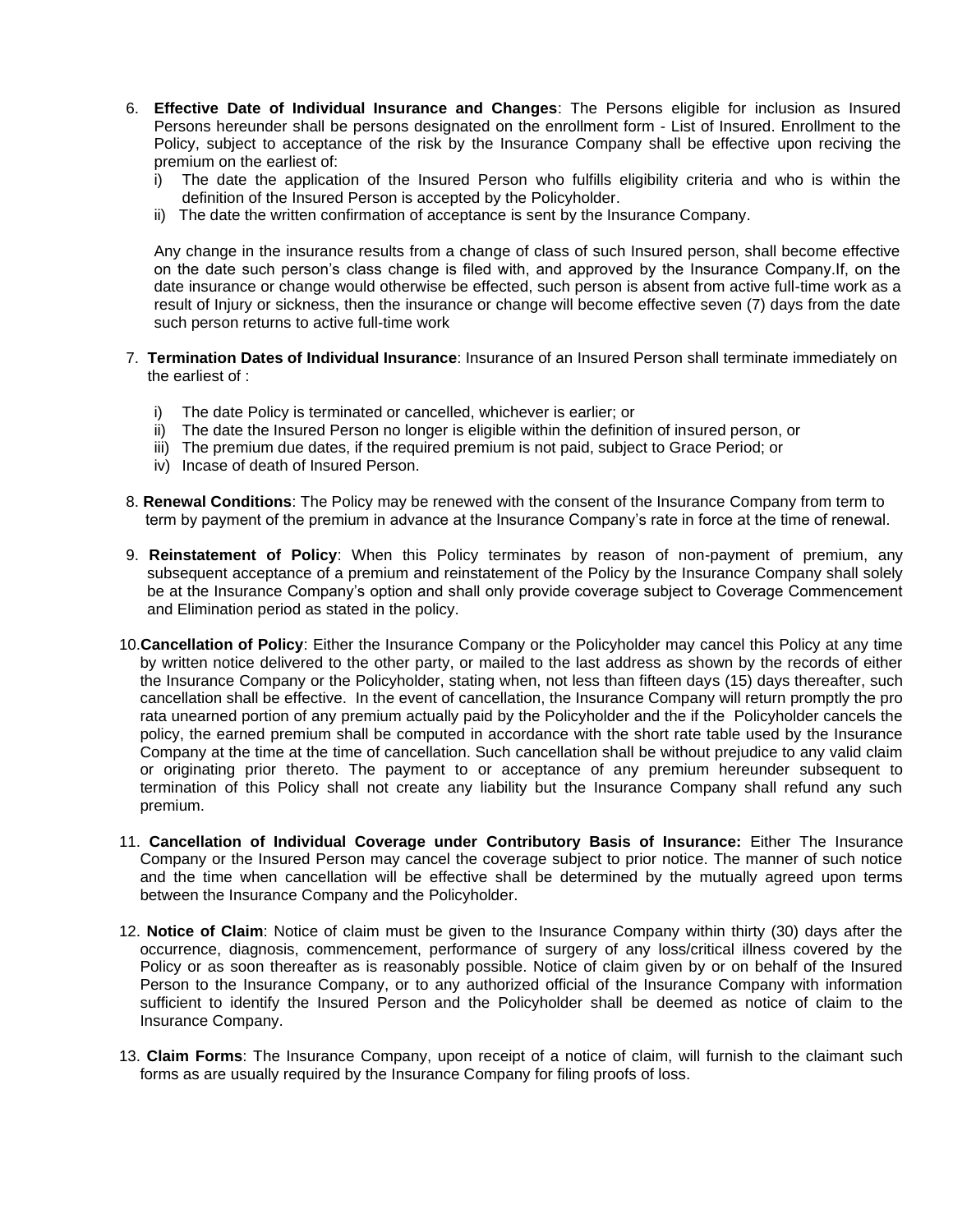6. **Effective Date of Individual Insurance and Changes**: The Persons eligible for inclusion as Insured Persons hereunder shall be persons designated on the enrollment form - List of Insured. Enrollment to the Policy, subject to acceptance of the risk by the Insurance Company shall be effective upon reciving the premium on the earliest of:
   i) The date the application of the Insured Person who fulfills eligibility criteria and who is within the definition of the Insured Person is accepted by the Policyholder.
   ii) The date the written confirmation of acceptance is sent by the Insurance Company.

   Any change in the insurance results from a change of class of such Insured person, shall become effective on the date such person's class change is filed with, and approved by the Insurance Company.If, on the date insurance or change would otherwise be effected, such person is absent from active full-time work as a result of Injury or sickness, then the insurance or change will become effective seven (7) days from the date such person returns to active full-time work

7. **Termination Dates of Individual Insurance**: Insurance of an Insured Person shall terminate immediately on the earliest of :

   i) The date Policy is terminated or cancelled, whichever is earlier; or
   ii) The date the Insured Person no longer is eligible within the definition of insured person, or
   iii) The premium due dates, if the required premium is not paid, subject to Grace Period; or
   iv) Incase of death of Insured Person.

8. **Renewal Conditions**: The Policy may be renewed with the consent of the Insurance Company from term to term by payment of the premium in advance at the Insurance Company's rate in force at the time of renewal.

9. **Reinstatement of Policy**: When this Policy terminates by reason of non-payment of premium, any subsequent acceptance of a premium and reinstatement of the Policy by the Insurance Company shall solely be at the Insurance Company's option and shall only provide coverage subject to Coverage Commencement and Elimination period as stated in the policy.

10. **Cancellation of Policy**: Either the Insurance Company or the Policyholder may cancel this Policy at any time by written notice delivered to the other party, or mailed to the last address as shown by the records of either the Insurance Company or the Policyholder, stating when, not less than fifteen days (15) days thereafter, such cancellation shall be effective. In the event of cancellation, the Insurance Company will return promptly the pro rata unearned portion of any premium actually paid by the Policyholder and the if the Policyholder cancels the policy, the earned premium shall be computed in accordance with the short rate table used by the Insurance Company at the time at the time of cancellation. Such cancellation shall be without prejudice to any valid claim or originating prior thereto. The payment to or acceptance of any premium hereunder subsequent to termination of this Policy shall not create any liability but the Insurance Company shall refund any such premium.

11. **Cancellation of Individual Coverage under Contributory Basis of Insurance:** Either The Insurance Company or the Insured Person may cancel the coverage subject to prior notice. The manner of such notice and the time when cancellation will be effective shall be determined by the mutually agreed upon terms between the Insurance Company and the Policyholder.

12. **Notice of Claim**: Notice of claim must be given to the Insurance Company within thirty (30) days after the occurrence, diagnosis, commencement, performance of surgery of any loss/critical illness covered by the Policy or as soon thereafter as is reasonably possible. Notice of claim given by or on behalf of the Insured Person to the Insurance Company, or to any authorized official of the Insurance Company with information sufficient to identify the Insured Person and the Policyholder shall be deemed as notice of claim to the Insurance Company.

13. **Claim Forms**: The Insurance Company, upon receipt of a notice of claim, will furnish to the claimant such forms as are usually required by the Insurance Company for filing proofs of loss.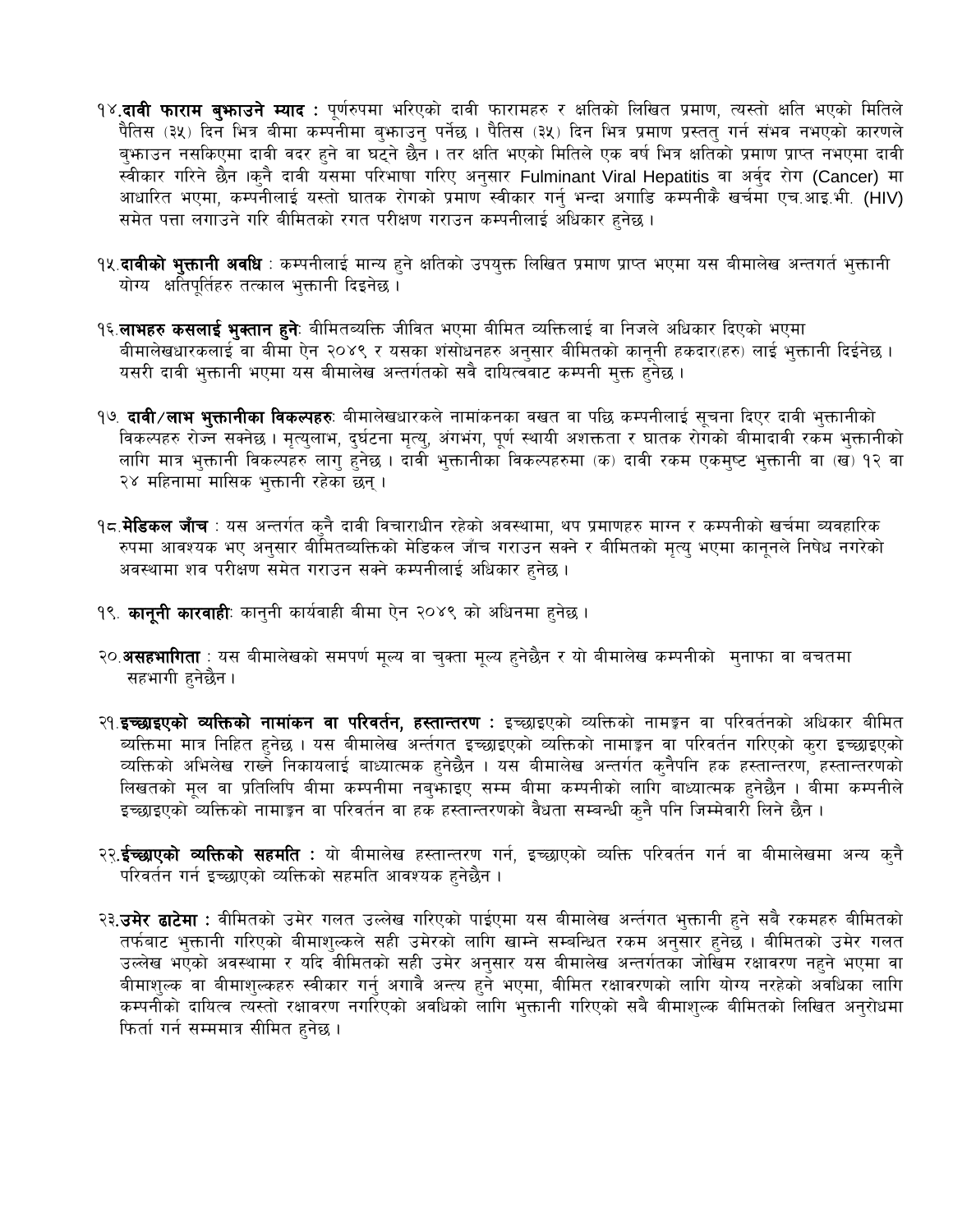१४.**दावी फाराम बुझाउने म्याद :** पूर्णरुपमा भरिएको दावी फारामहरु र क्षतिको लिखित प्रमाण, त्यस्तो क्षति भएको मितिले पैतिस (३५) दिन भित्र बीमा कम्पनीमा बुझाउनु पर्नेछ । पैतिस (३५) दिन भित्र प्रमाण प्रस्तुत गर्न संभव नभएको कारणले बुझाउन नसकिएमा दावी वदर हुने वा घट्ने छैन । तर क्षति भएको मितिले एक वर्ष भित्र क्षतिको प्रमाण प्राप्त नभएमा दावी स्वीकार गरिने छैन ।कुनै दावी यसमा परिभाषा गरिए अनुसार Fulminant Viral Hepatitis वा अर्वुद रोग (Cancer) मा आधारित भएमा, कम्पनीलाई यस्तो घातक रोगको प्रमाण स्वीकार गर्नु भन्दा अगाडि कम्पनीकै खर्चमा एच.आइ.भी. (HIV) समेत पत्ता लगाउने गरि बीमितको रगत परीक्षण गराउन कम्पनीलाई अधिकार हुनेछ ।

१५.**दावीको भुक्तानी अवधि** : कम्पनीलाई मान्य हुने क्षतिको उपयुक्त लिखित प्रमाण प्राप्त भएमा यस बीमालेख अन्तर्गत भुक्तानी योग्य क्षतिपूर्तिहरु तत्काल भुक्तानी दिइनेछ ।

१६.**लाभहरु कसलाई भुक्तान हुने**: बीमितव्यक्ति जीवित भएमा बीमित व्यक्तिलाई वा निजले अधिकार दिएको भएमा बीमालेखधारकलाई वा बीमा ऐन २०४९ र यसका शंसोधनहरु अनुसार बीमितको कानूनी हकदार(हरु) लाई भुक्तानी दिईनेछ । यसरी दावी भुक्तानी भएमा यस बीमालेख अन्तर्गतको सबै दायित्ववाट कम्पनी मुक्त हुनेछ ।

१७. **दावी/लाभ भुक्तानीका विकल्पहरुः** बीमालेखधारकले नामांकनका वखत वा पछि कम्पनीलाई सूचना दिएर दावी भुक्तानीको विकल्पहरु रोज्न सक्नेछ । मृत्युलाभ, दुर्घटना मृत्यु, अंगभंग, पूर्ण स्थायी अशक्तता र घातक रोगको बीमादावी रकम भुक्तानीको लागि मात्र भुक्तानी विकल्पहरु लागु हुनेछ । दावी भुक्तानीका विकल्पहरुमा (क) दावी रकम एकमुष्ट भुक्तानी वा (ख) १२ वा २४ महिनामा मासिक भुक्तानी रहेका छन् ।

१८.**मेडिकल जाँच** : यस अन्तर्गत कुनै दावी विचाराधीन रहेको अवस्थामा, थप प्रमाणहरु माग्न र कम्पनीको खर्चमा व्यवहारिक रुपमा आवश्यक भए अनुसार बीमितव्यक्तिको मेडिकल जाँच गराउन सक्ने र बीमितको मृत्यु भएमा कानूनले निषेध नगरेको अवस्थामा शव परीक्षण समेत गराउन सक्ने कम्पनीलाई अधिकार हुनेछ ।

१९. **कानूनी कारवाही**: कानुनी कार्यवाही बीमा ऐन २०४९ को अधिनमा हुनेछ ।

२०.**असहभागिता** : यस बीमालेखको समपर्ण मूल्य वा चुक्ता मूल्य हुनेछैन र यो बीमालेख कम्पनीको मुनाफा वा बचतमा सहभागी हुनेछैन ।

२१.**इच्छाइएको व्यक्तिको नामांकन वा परिवर्तन, हस्तान्तरण :** इच्छाइएको व्यक्तिको नामङ्कन वा परिवर्तनको अधिकार बीमित व्यक्तिमा मात्र निहित हुनेछ । यस बीमालेख अन्तर्गत इच्छाइएको व्यक्तिको नामाङ्कन वा परिवर्तन गरिएको कुरा इच्छाइएको व्यक्तिको अभिलेख राख्ने निकायलाई बाध्यात्मक हुनेछैन । यस बीमालेख अन्तर्गत कुनैपनि हक हस्तान्तरण, हस्तान्तरणको लिखतको मूल वा प्रतिलिपि बीमा कम्पनीमा नबुझाइए सम्म बीमा कम्पनीको लागि बाध्यात्मक हुनेछैन । बीमा कम्पनीले इच्छाइएको व्यक्तिको नामाङ्कन वा परिवर्तन वा हक हस्तान्तरणको वैधता सम्बन्धी कुनै पनि जिम्मेवारी लिने छैन ।

२२.**ईच्छाएको व्यक्तिको सहमति :** यो बीमालेख हस्तान्तरण गर्न, इच्छाएको व्यक्ति परिवर्तन गर्न वा बीमालेखमा अन्य कुनै परिवर्तन गर्न इच्छाएको व्यक्तिको सहमति आवश्यक हुनेछैन ।

२३.**उमेर ढाटेमा :** बीमितको उमेर गलत उल्लेख गरिएको पाईएमा यस बीमालेख अन्तर्गत भुक्तानी हुने सबै रकमहरु बीमितको तर्फबाट भुक्तानी गरिएको बीमाशुल्कले सही उमेरको लागि खाम्ने सम्बन्धित रकम अनुसार हुनेछ । बीमितको उमेर गलत उल्लेख भएको अवस्थामा र यदि बीमितको सही उमेर अनुसार यस बीमालेख अन्तर्गतका जोखिम रक्षावरण नहुने भएमा वा बीमाशुल्क वा बीमाशुल्कहरु स्वीकार गर्नु अगावै अन्त्य हुने भएमा, बीमित रक्षावरणको लागि योग्य नरहेको अवधिका लागि कम्पनीको दायित्व त्यस्तो रक्षावरण नगरिएको अवधिको लागि भुक्तानी गरिएको सबै बीमाशुल्क बीमितको लिखित अनुरोधमा फिर्ता गर्न सम्ममात्र सीमित हुनेछ ।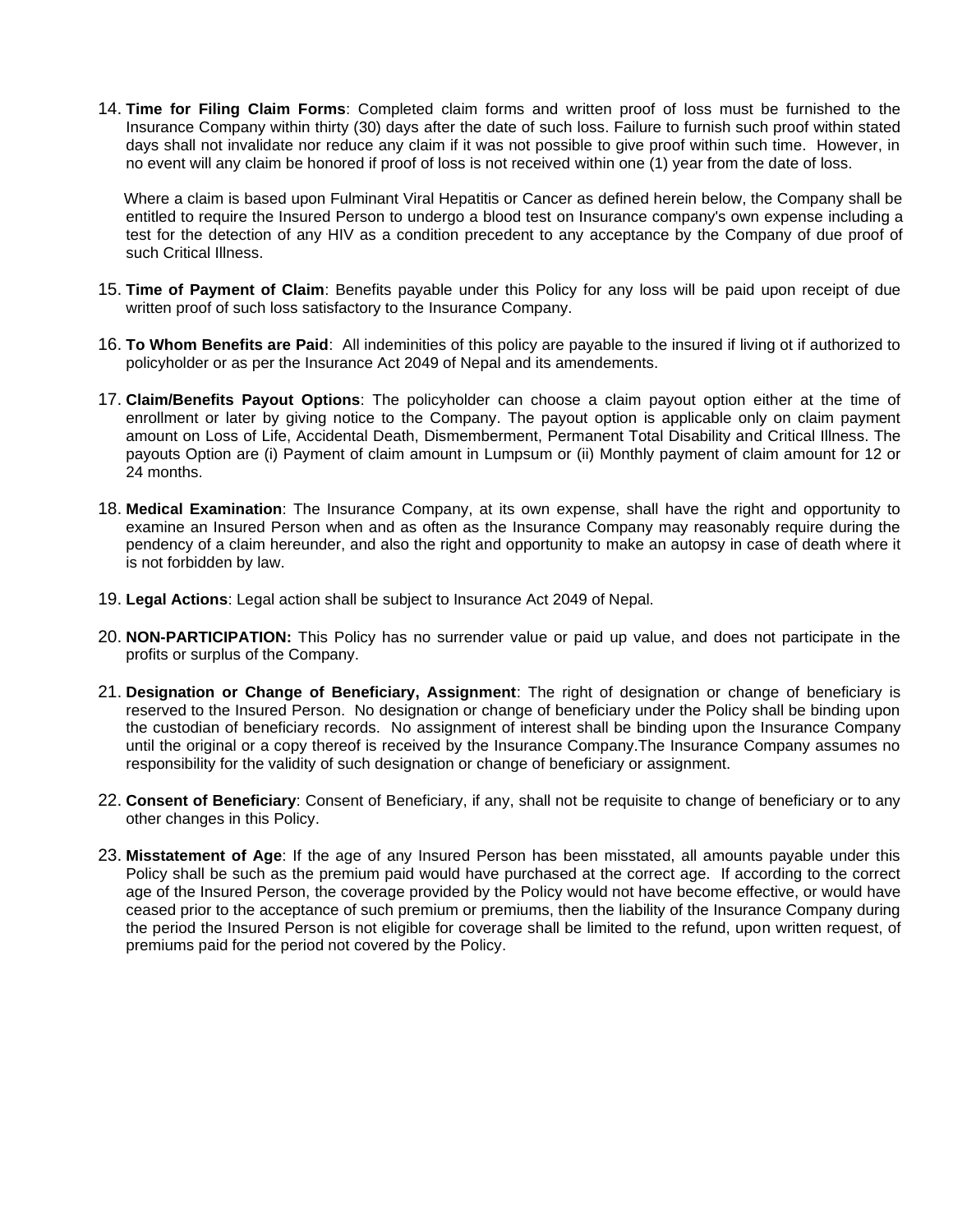14. **Time for Filing Claim Forms**: Completed claim forms and written proof of loss must be furnished to the Insurance Company within thirty (30) days after the date of such loss. Failure to furnish such proof within stated days shall not invalidate nor reduce any claim if it was not possible to give proof within such time. However, in no event will any claim be honored if proof of loss is not received within one (1) year from the date of loss.

    Where a claim is based upon Fulminant Viral Hepatitis or Cancer as defined herein below, the Company shall be entitled to require the Insured Person to undergo a blood test on Insurance company's own expense including a test for the detection of any HIV as a condition precedent to any acceptance by the Company of due proof of such Critical Illness.

15. **Time of Payment of Claim**: Benefits payable under this Policy for any loss will be paid upon receipt of due written proof of such loss satisfactory to the Insurance Company.

16. **To Whom Benefits are Paid**: All indeminities of this policy are payable to the insured if living ot if authorized to policyholder or as per the Insurance Act 2049 of Nepal and its amendements.

17. **Claim/Benefits Payout Options**: The policyholder can choose a claim payout option either at the time of enrollment or later by giving notice to the Company. The payout option is applicable only on claim payment amount on Loss of Life, Accidental Death, Dismemberment, Permanent Total Disability and Critical Illness. The payouts Option are (i) Payment of claim amount in Lumpsum or (ii) Monthly payment of claim amount for 12 or 24 months.

18. **Medical Examination**: The Insurance Company, at its own expense, shall have the right and opportunity to examine an Insured Person when and as often as the Insurance Company may reasonably require during the pendency of a claim hereunder, and also the right and opportunity to make an autopsy in case of death where it is not forbidden by law.

19. **Legal Actions**: Legal action shall be subject to Insurance Act 2049 of Nepal.

20. **NON-PARTICIPATION:** This Policy has no surrender value or paid up value, and does not participate in the profits or surplus of the Company.

21. **Designation or Change of Beneficiary, Assignment**: The right of designation or change of beneficiary is reserved to the Insured Person. No designation or change of beneficiary under the Policy shall be binding upon the custodian of beneficiary records. No assignment of interest shall be binding upon the Insurance Company until the original or a copy thereof is received by the Insurance Company.The Insurance Company assumes no responsibility for the validity of such designation or change of beneficiary or assignment.

22. **Consent of Beneficiary**: Consent of Beneficiary, if any, shall not be requisite to change of beneficiary or to any other changes in this Policy.

23. **Misstatement of Age**: If the age of any Insured Person has been misstated, all amounts payable under this Policy shall be such as the premium paid would have purchased at the correct age. If according to the correct age of the Insured Person, the coverage provided by the Policy would not have become effective, or would have ceased prior to the acceptance of such premium or premiums, then the liability of the Insurance Company during the period the Insured Person is not eligible for coverage shall be limited to the refund, upon written request, of premiums paid for the period not covered by the Policy.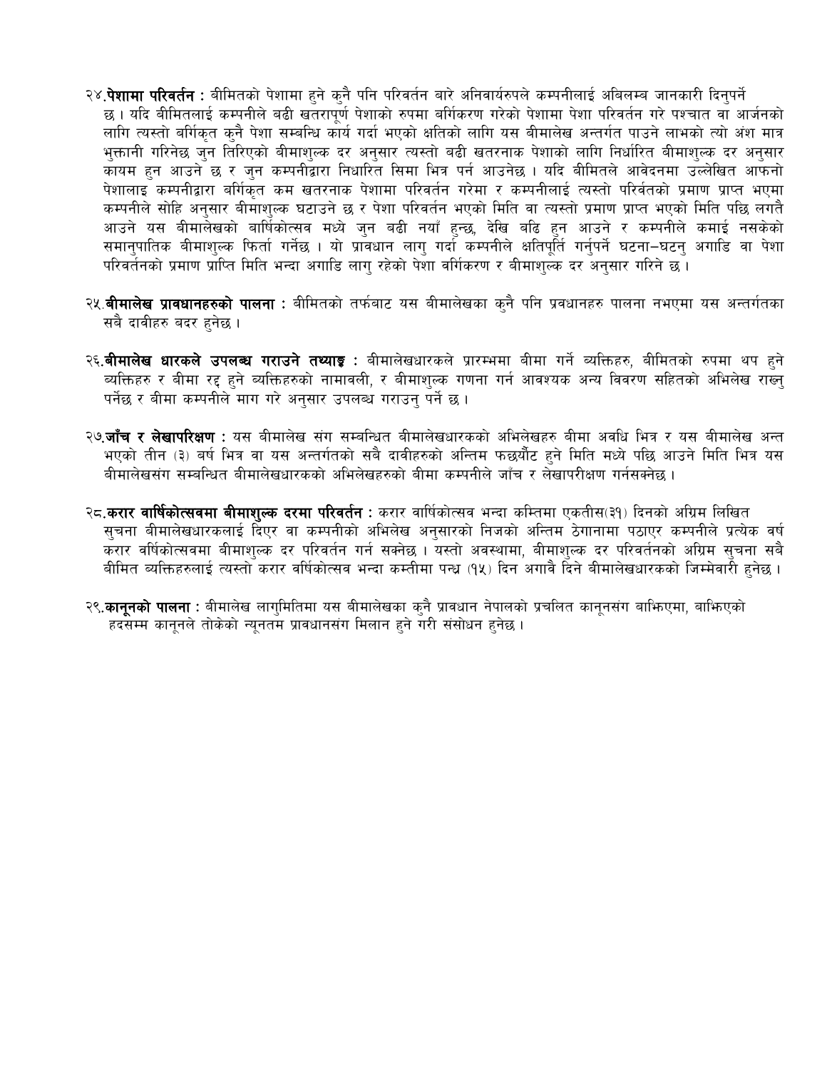२४.**पेशामा परिवर्तन :** बीमितको पेशामा हुने कुनै पनि परिवर्तन बारे अनिवार्यरुपले कम्पनीलाई अबिलम्ब जानकारी दिनुपर्ने छ । यदि बीमितलाई कम्पनीले बढी खतरापूर्ण पेशाको रुपमा बर्गिकरण गरेको पेशामा पेशा परिवर्तन गरे पश्चात वा आर्जनको लागि त्यस्तो बर्गिकृत कुनै पेशा सम्बन्धि कार्य गर्दा भएको क्षतिको लागि यस बीमालेख अन्तर्गत पाउने लाभको त्यो अंश मात्र भुक्तानी गरिनेछ जुन तिरिएको बीमाशुल्क दर अनुसार त्यस्तो बढी खतरनाक पेशाको लागि निर्धारित बीमाशुल्क दर अनुसार कायम हुन आउने छ र जुन कम्पनीद्वारा निधारित सिमा भित्र पर्न आउनेछ । यदि बीमितले आवेदनमा उल्लेखित आफनो पेशालाइ कम्पनीद्वारा बर्गिकृत कम खतरनाक पेशामा परिवर्तन गरेमा र कम्पनीलाई त्यस्तो परिर्वतको प्रमाण प्राप्त भएमा कम्पनीले सोहि अनुसार बीमाशुल्क घटाउने छ र पेशा परिवर्तन भएको मिति वा त्यस्तो प्रमाण प्राप्त भएको मिति पछि लगतै आउने यस बीमालेखको बार्षिकोत्सव मध्ये जुन बढी नयाँ हुन्छ, देखि बढि हुन आउने र कम्पनीले कमाई नसकेको समानुपातिक बीमाशुल्क फिर्ता गर्नेछ । यो प्रावधान लागु गर्दा कम्पनीले क्षतिपूर्ति गर्नुपर्ने घटना–घटनु अगाडि वा पेशा परिवर्तनको प्रमाण प्राप्ति मिति भन्दा अगाडि लागु रहेको पेशा वर्गिकरण र बीमाशुल्क दर अनुसार गरिने छ ।

२५.**बीमालेख प्रावधानहरुको पालना :** बीमितको तर्फबाट यस बीमालेखका कुनै पनि प्रवधानहरु पालना नभएमा यस अन्तर्गतका सबै दावीहरु बदर हुनेछ ।

२६.**बीमालेख धारकले उपलब्ध गराउने तथ्याङ्क :** बीमालेखधारकले प्रारम्भमा बीमा गर्ने व्यक्तिहरु, बीमितको रुपमा थप हुने व्यक्तिहरु र बीमा रद्द हुने व्यक्तिहरुको नामावली, र बीमाशुल्क गणना गर्न आवश्यक अन्य विवरण सहितको अभिलेख राख्नु पर्नेछ र बीमा कम्पनीले माग गरे अनुसार उपलब्ध गराउनु पर्ने छ ।

२७.**जाँच र लेखापरिक्षण :** यस बीमालेख संग सम्बन्धित बीमालेखधारकको अभिलेखहरु बीमा अवधि भित्र र यस बीमालेख अन्त भएको तीन (३) बर्ष भित्र वा यस अन्तर्गतको सबै दावीहरुको अन्तिम फछ्र्यौट हुने मिति मध्ये पछि आउने मिति भित्र यस बीमालेखसंग सम्बन्धित बीमालेखधारकको अभिलेखहरुको बीमा कम्पनीले जाँच र लेखापरीक्षण गर्नसक्नेछ ।

२८.**करार वार्षिकोत्सवमा बीमाशुल्क दरमा परिवर्तन :** करार वार्षिकोत्सव भन्दा कम्तिमा एकतीस(३१) दिनको अग्रिम लिखित सुचना बीमालेखधारकलाई दिएर वा कम्पनीको अभिलेख अनुसारको निजको अन्तिम ठेगानामा पठाएर कम्पनीले प्रत्येक वर्ष करार वर्षिकोत्सवमा बीमाशुल्क दर परिवर्तन गर्न सक्नेछ । यस्तो अवस्थामा, बीमाशुल्क दर परिवर्तनको अग्रिम सुचना सबै बीमित व्यक्तिहरुलाई त्यस्तो करार वर्षिकोत्सव भन्दा कम्तीमा पन्ध्र (१५) दिन अगावै दिने बीमालेखधारकको जिम्मेवारी हुनेछ ।

२९.**कानूनको पालना :** बीमालेख लागुमितिमा यस बीमालेखका कुनै प्रावधान नेपालको प्रचलित कानूनसंग बाझिएमा, बाझिएको हदसम्म कानूनले तोकेको न्यूनतम प्रावधानसंग मिलान हुने गरी संसोधन हुनेछ ।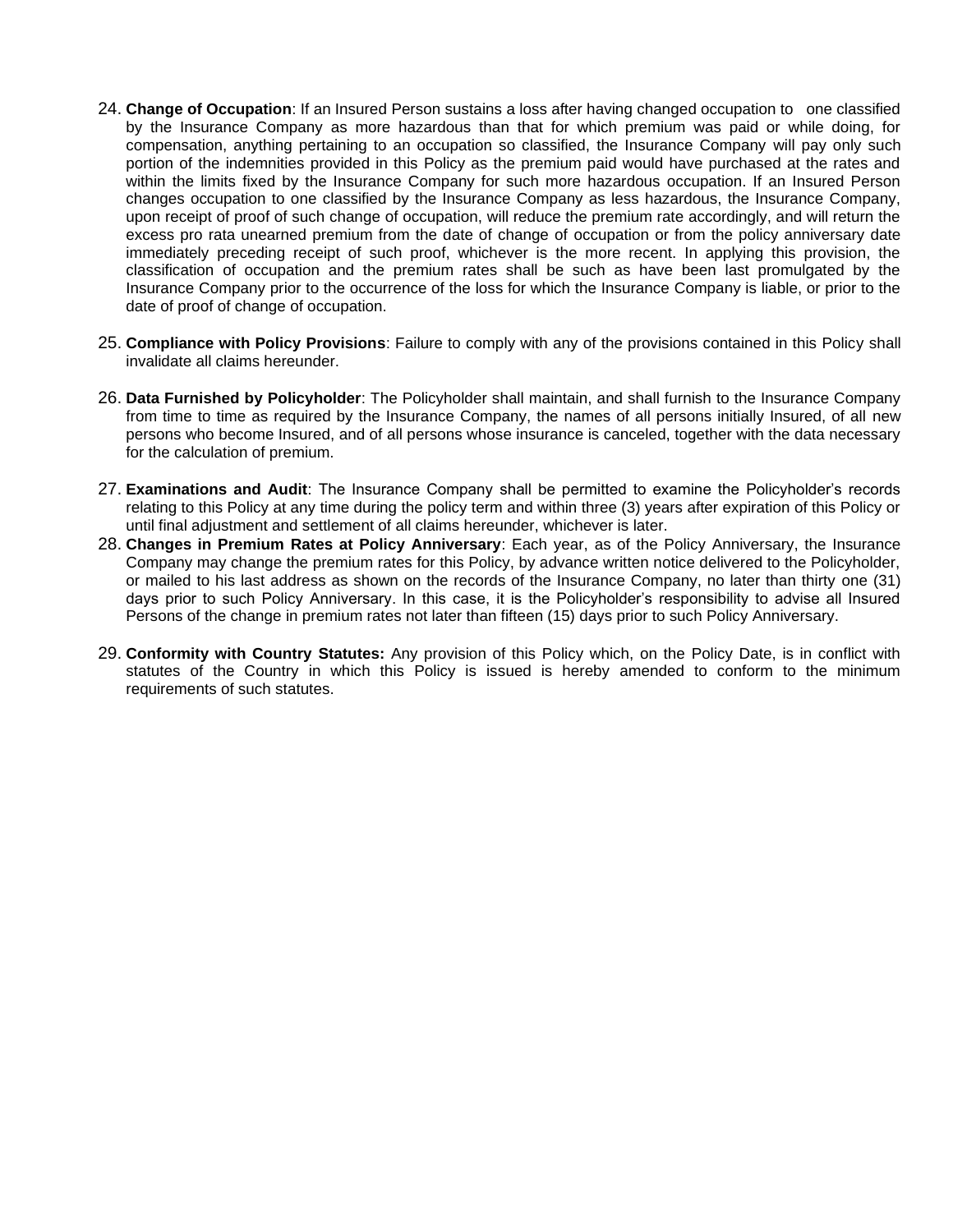24. **Change of Occupation**: If an Insured Person sustains a loss after having changed occupation to one classified by the Insurance Company as more hazardous than that for which premium was paid or while doing, for compensation, anything pertaining to an occupation so classified, the Insurance Company will pay only such portion of the indemnities provided in this Policy as the premium paid would have purchased at the rates and within the limits fixed by the Insurance Company for such more hazardous occupation. If an Insured Person changes occupation to one classified by the Insurance Company as less hazardous, the Insurance Company, upon receipt of proof of such change of occupation, will reduce the premium rate accordingly, and will return the excess pro rata unearned premium from the date of change of occupation or from the policy anniversary date immediately preceding receipt of such proof, whichever is the more recent. In applying this provision, the classification of occupation and the premium rates shall be such as have been last promulgated by the Insurance Company prior to the occurrence of the loss for which the Insurance Company is liable, or prior to the date of proof of change of occupation.

25. **Compliance with Policy Provisions**: Failure to comply with any of the provisions contained in this Policy shall invalidate all claims hereunder.

26. **Data Furnished by Policyholder**: The Policyholder shall maintain, and shall furnish to the Insurance Company from time to time as required by the Insurance Company, the names of all persons initially Insured, of all new persons who become Insured, and of all persons whose insurance is canceled, together with the data necessary for the calculation of premium.

27. **Examinations and Audit**: The Insurance Company shall be permitted to examine the Policyholder's records relating to this Policy at any time during the policy term and within three (3) years after expiration of this Policy or until final adjustment and settlement of all claims hereunder, whichever is later.

28. **Changes in Premium Rates at Policy Anniversary**: Each year, as of the Policy Anniversary, the Insurance Company may change the premium rates for this Policy, by advance written notice delivered to the Policyholder, or mailed to his last address as shown on the records of the Insurance Company, no later than thirty one (31) days prior to such Policy Anniversary. In this case, it is the Policyholder's responsibility to advise all Insured Persons of the change in premium rates not later than fifteen (15) days prior to such Policy Anniversary.

29. **Conformity with Country Statutes:** Any provision of this Policy which, on the Policy Date, is in conflict with statutes of the Country in which this Policy is issued is hereby amended to conform to the minimum requirements of such statutes.